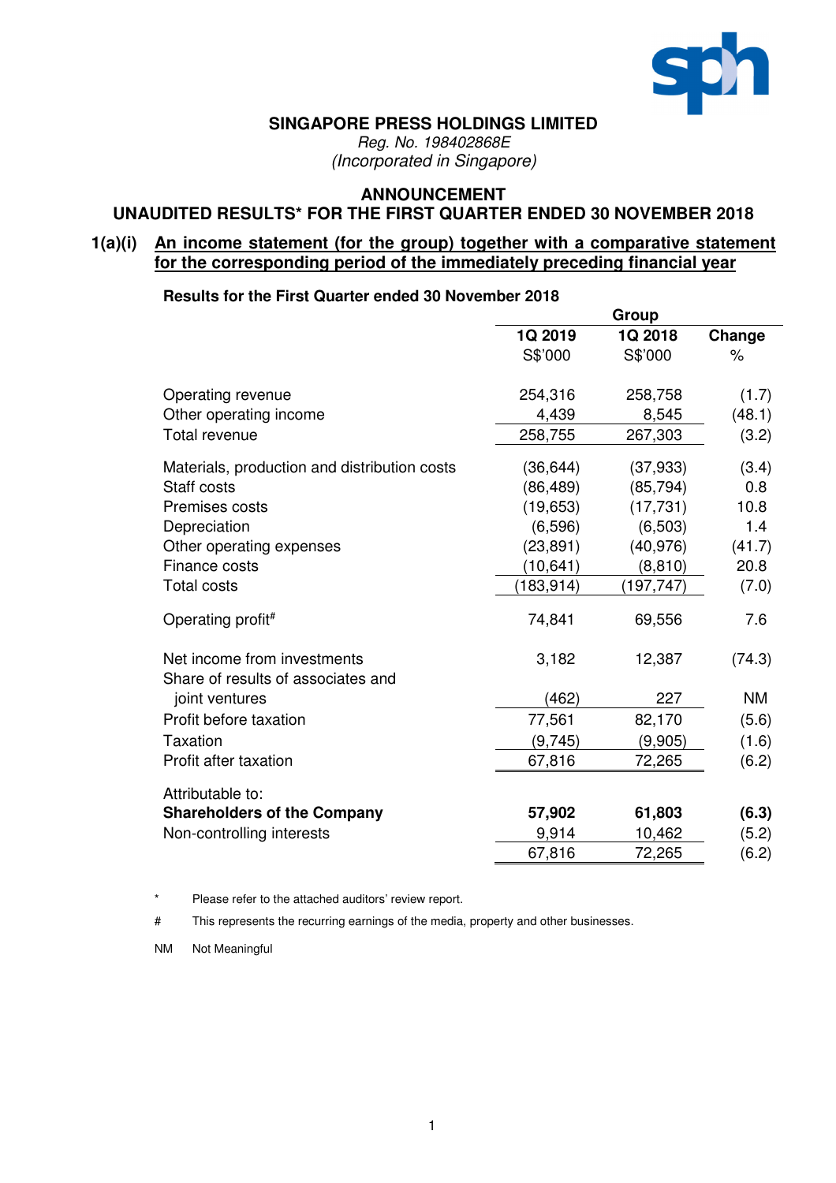**SINGAPORE PRESS HOLDINGS LIMITED**

*Reg. No. 198402868E*

*(Incorporated in Singapore)*

**ANNOUNCEMENT**

**UNAUDITED RESULTS* FOR THE FIRST QUARTER ENDED 30 NOVEMBER 2018**

## 1(a)(i) An income statement (for the group) together with a comparative statement for the corresponding period of the immediately preceding financial year

**Results for the First Quarter ended 30 November 2018**

| | Group | | |
|---|---|---|---|
| | **1Q 2019** | **1Q 2018** | **Change** |
| | S$'000 | S$'000 | % |
| Operating revenue | 254,316 | 258,758 | (1.7) |
| Other operating income | 4,439 | 8,545 | (48.1) |
| Total revenue | 258,755 | 267,303 | (3.2) |
| Materials, production and distribution costs | (36,644) | (37,933) | (3.4) |
| Staff costs | (86,489) | (85,794) | 0.8 |
| Premises costs | (19,653) | (17,731) | 10.8 |
| Depreciation | (6,596) | (6,503) | 1.4 |
| Other operating expenses | (23,891) | (40,976) | (41.7) |
| Finance costs | (10,641) | (8,810) | 20.8 |
| Total costs | (183,914) | (197,747) | (7.0) |
| Operating profit# | 74,841 | 69,556 | 7.6 |
| Net income from investments | 3,182 | 12,387 | (74.3) |
| Share of results of associates and joint ventures | (462) | 227 | NM |
| Profit before taxation | 77,561 | 82,170 | (5.6) |
| Taxation | (9,745) | (9,905) | (1.6) |
| Profit after taxation | 67,816 | 72,265 | (6.2) |
| Attributable to: | | | |
| **Shareholders of the Company** | **57,902** | **61,803** | **(6.3)** |
| Non-controlling interests | 9,914 | 10,462 | (5.2) |
| | 67,816 | 72,265 | (6.2) |

\* Please refer to the attached auditors' review report.

\# This represents the recurring earnings of the media, property and other businesses.

NM Not Meaningful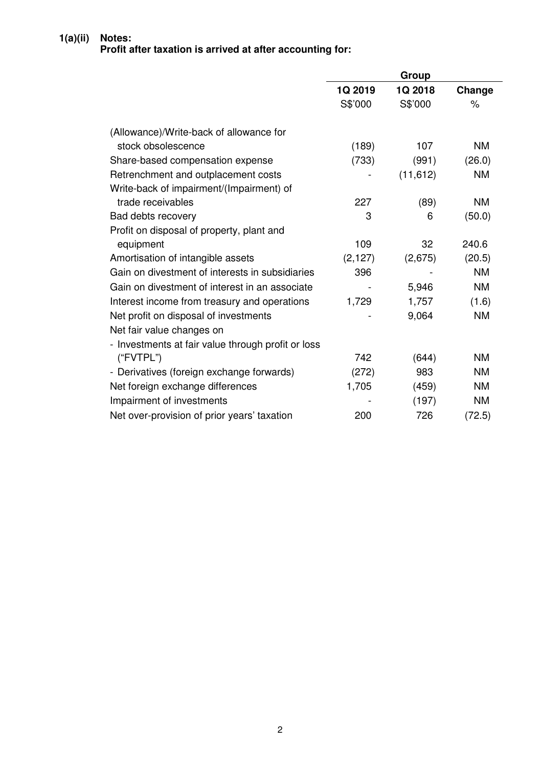**1(a)(ii) Notes:**
**Profit after taxation is arrived at after accounting for:**

| | Group | | |
|---|---|---|---|
| | **1Q 2019** | **1Q 2018** | **Change** |
| | S$'000 | S$'000 | % |
| (Allowance)/Write-back of allowance for stock obsolescence | (189) | 107 | NM |
| Share-based compensation expense | (733) | (991) | (26.0) |
| Retrenchment and outplacement costs | - | (11,612) | NM |
| Write-back of impairment/(Impairment) of trade receivables | 227 | (89) | NM |
| Bad debts recovery | 3 | 6 | (50.0) |
| Profit on disposal of property, plant and equipment | 109 | 32 | 240.6 |
| Amortisation of intangible assets | (2,127) | (2,675) | (20.5) |
| Gain on divestment of interests in subsidiaries | 396 | - | NM |
| Gain on divestment of interest in an associate | - | 5,946 | NM |
| Interest income from treasury and operations | 1,729 | 1,757 | (1.6) |
| Net profit on disposal of investments | - | 9,064 | NM |
| Net fair value changes on | | | |
| - Investments at fair value through profit or loss ("FVTPL") | 742 | (644) | NM |
| - Derivatives (foreign exchange forwards) | (272) | 983 | NM |
| Net foreign exchange differences | 1,705 | (459) | NM |
| Impairment of investments | - | (197) | NM |
| Net over-provision of prior years' taxation | 200 | 726 | (72.5) |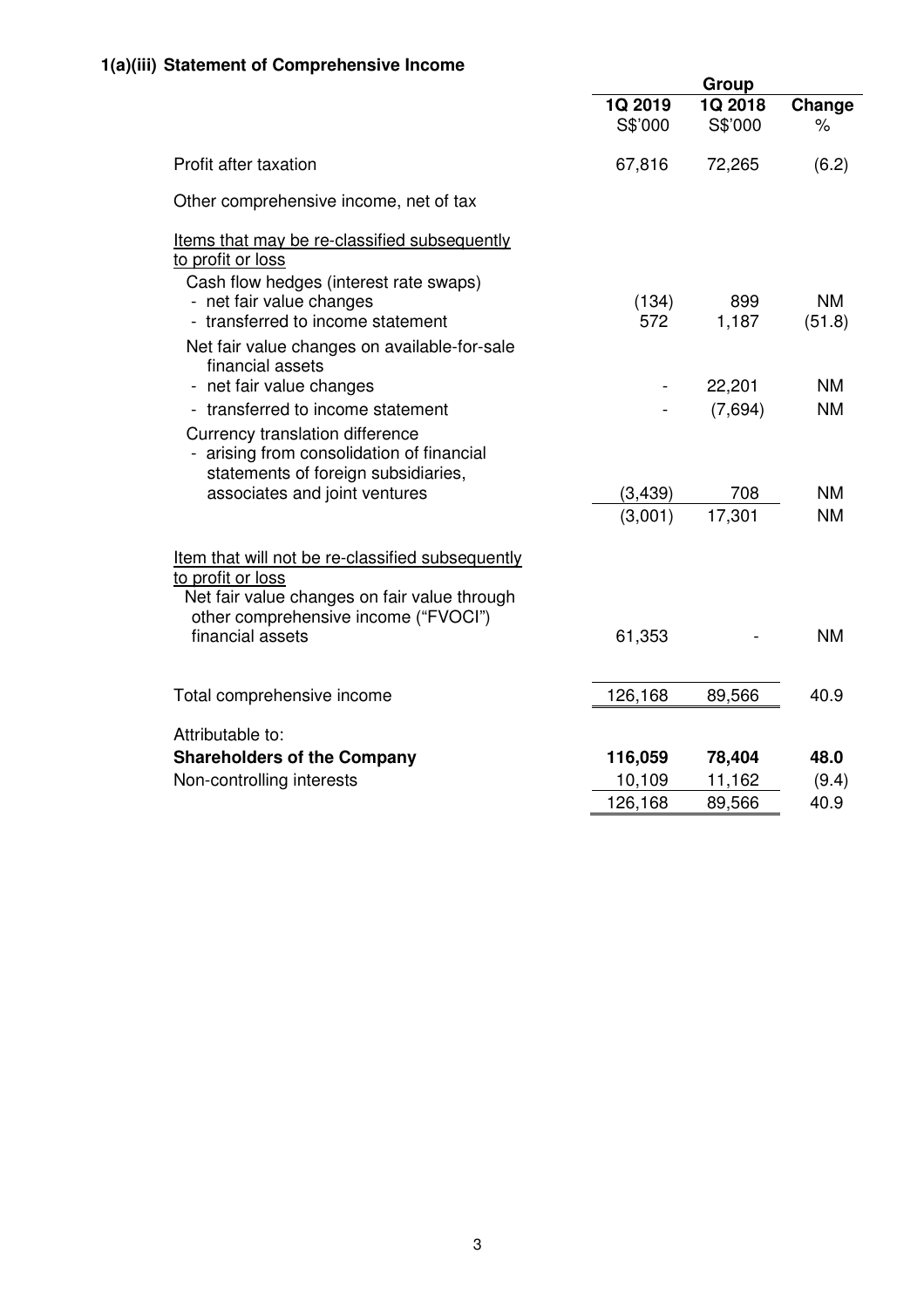### 1(a)(iii) Statement of Comprehensive Income

| | Group | | |
|---|---|---|---|
| | 1Q 2019 S$'000 | 1Q 2018 S$'000 | Change % |
| Profit after taxation | 67,816 | 72,265 | (6.2) |
| Other comprehensive income, net of tax | | | |
| <u>Items that may be re-classified subsequently to profit or loss</u> | | | |
| Cash flow hedges (interest rate swaps) | | | |
| - net fair value changes | (134) | 899 | NM |
| - transferred to income statement | 572 | 1,187 | (51.8) |
| Net fair value changes on available-for-sale financial assets | | | |
| - net fair value changes | - | 22,201 | NM |
| - transferred to income statement | - | (7,694) | NM |
| Currency translation difference | | | |
| - arising from consolidation of financial statements of foreign subsidiaries, associates and joint ventures | (3,439) | 708 | NM |
| | (3,001) | 17,301 | NM |
| <u>Item that will not be re-classified subsequently to profit or loss</u> | | | |
| Net fair value changes on fair value through other comprehensive income ("FVOCI") financial assets | 61,353 | - | NM |
| Total comprehensive income | 126,168 | 89,566 | 40.9 |
| Attributable to: | | | |
| **Shareholders of the Company** | **116,059** | **78,404** | **48.0** |
| Non-controlling interests | 10,109 | 11,162 | (9.4) |
| | 126,168 | 89,566 | 40.9 |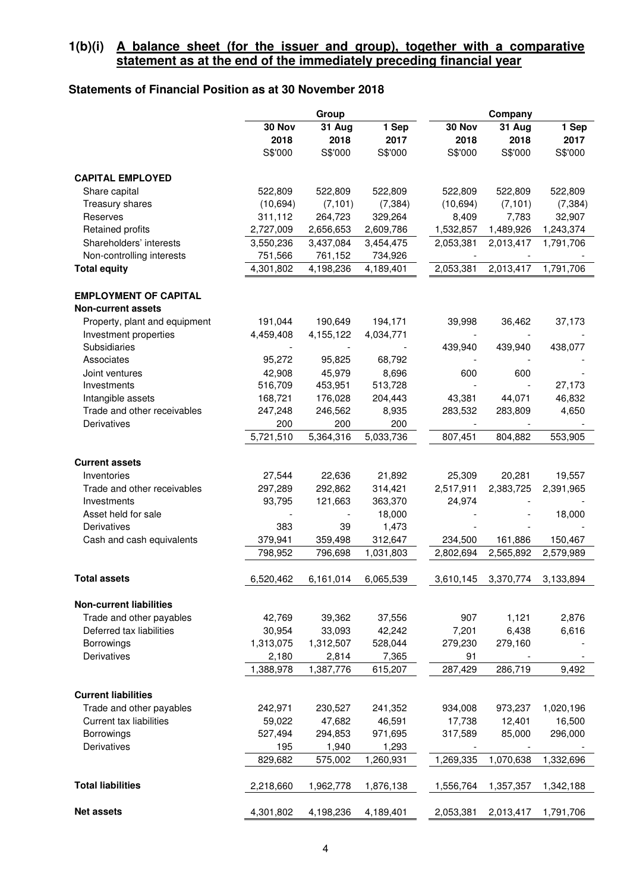## 1(b)(i) A balance sheet (for the issuer and group), together with a comparative statement as at the end of the immediately preceding financial year

### Statements of Financial Position as at 30 November 2018

| | Group | | | Company | | |
|---|---|---|---|---|---|---|
| | 30 Nov 2018 | 31 Aug 2018 | 1 Sep 2017 | 30 Nov 2018 | 31 Aug 2018 | 1 Sep 2017 |
| | S$'000 | S$'000 | S$'000 | S$'000 | S$'000 | S$'000 |
| **CAPITAL EMPLOYED** | | | | | | |
| Share capital | 522,809 | 522,809 | 522,809 | 522,809 | 522,809 | 522,809 |
| Treasury shares | (10,694) | (7,101) | (7,384) | (10,694) | (7,101) | (7,384) |
| Reserves | 311,112 | 264,723 | 329,264 | 8,409 | 7,783 | 32,907 |
| Retained profits | 2,727,009 | 2,656,653 | 2,609,786 | 1,532,857 | 1,489,926 | 1,243,374 |
| Shareholders' interests | 3,550,236 | 3,437,084 | 3,454,475 | 2,053,381 | 2,013,417 | 1,791,706 |
| Non-controlling interests | 751,566 | 761,152 | 734,926 | - | - | - |
| **Total equity** | 4,301,802 | 4,198,236 | 4,189,401 | 2,053,381 | 2,013,417 | 1,791,706 |
| **EMPLOYMENT OF CAPITAL** | | | | | | |
| **Non-current assets** | | | | | | |
| Property, plant and equipment | 191,044 | 190,649 | 194,171 | 39,998 | 36,462 | 37,173 |
| Investment properties | 4,459,408 | 4,155,122 | 4,034,771 | - | - | - |
| Subsidiaries | - | - | - | 439,940 | 439,940 | 438,077 |
| Associates | 95,272 | 95,825 | 68,792 | - | - | - |
| Joint ventures | 42,908 | 45,979 | 8,696 | 600 | 600 | - |
| Investments | 516,709 | 453,951 | 513,728 | - | - | 27,173 |
| Intangible assets | 168,721 | 176,028 | 204,443 | 43,381 | 44,071 | 46,832 |
| Trade and other receivables | 247,248 | 246,562 | 8,935 | 283,532 | 283,809 | 4,650 |
| Derivatives | 200 | 200 | 200 | - | - | - |
| | 5,721,510 | 5,364,316 | 5,033,736 | 807,451 | 804,882 | 553,905 |
| **Current assets** | | | | | | |
| Inventories | 27,544 | 22,636 | 21,892 | 25,309 | 20,281 | 19,557 |
| Trade and other receivables | 297,289 | 292,862 | 314,421 | 2,517,911 | 2,383,725 | 2,391,965 |
| Investments | 93,795 | 121,663 | 363,370 | 24,974 | - | - |
| Asset held for sale | - | - | 18,000 | - | - | 18,000 |
| Derivatives | 383 | 39 | 1,473 | - | - | - |
| Cash and cash equivalents | 379,941 | 359,498 | 312,647 | 234,500 | 161,886 | 150,467 |
| | 798,952 | 796,698 | 1,031,803 | 2,802,694 | 2,565,892 | 2,579,989 |
| **Total assets** | 6,520,462 | 6,161,014 | 6,065,539 | 3,610,145 | 3,370,774 | 3,133,894 |
| **Non-current liabilities** | | | | | | |
| Trade and other payables | 42,769 | 39,362 | 37,556 | 907 | 1,121 | 2,876 |
| Deferred tax liabilities | 30,954 | 33,093 | 42,242 | 7,201 | 6,438 | 6,616 |
| Borrowings | 1,313,075 | 1,312,507 | 528,044 | 279,230 | 279,160 | - |
| Derivatives | 2,180 | 2,814 | 7,365 | 91 | - | - |
| | 1,388,978 | 1,387,776 | 615,207 | 287,429 | 286,719 | 9,492 |
| **Current liabilities** | | | | | | |
| Trade and other payables | 242,971 | 230,527 | 241,352 | 934,008 | 973,237 | 1,020,196 |
| Current tax liabilities | 59,022 | 47,682 | 46,591 | 17,738 | 12,401 | 16,500 |
| Borrowings | 527,494 | 294,853 | 971,695 | 317,589 | 85,000 | 296,000 |
| Derivatives | 195 | 1,940 | 1,293 | - | - | - |
| | 829,682 | 575,002 | 1,260,931 | 1,269,335 | 1,070,638 | 1,332,696 |
| **Total liabilities** | 2,218,660 | 1,962,778 | 1,876,138 | 1,556,764 | 1,357,357 | 1,342,188 |
| **Net assets** | 4,301,802 | 4,198,236 | 4,189,401 | 2,053,381 | 2,013,417 | 1,791,706 |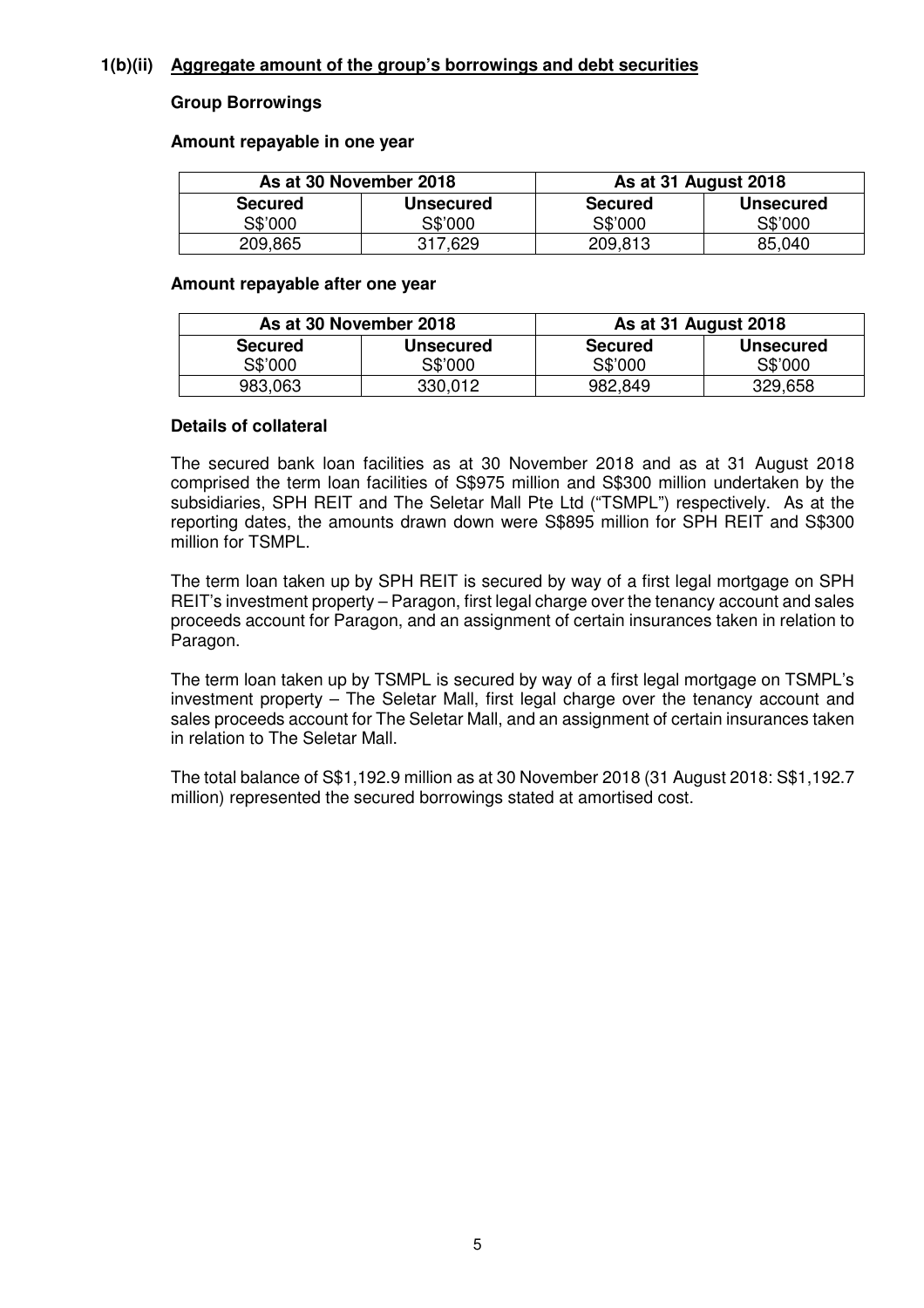## 1(b)(ii) Aggregate amount of the group's borrowings and debt securities

### Group Borrowings

**Amount repayable in one year**

| As at 30 November 2018 | | As at 31 August 2018 | |
|---|---|---|---|
| **Secured** S$'000 | **Unsecured** S$'000 | **Secured** S$'000 | **Unsecured** S$'000 |
| 209,865 | 317,629 | 209,813 | 85,040 |

**Amount repayable after one year**

| As at 30 November 2018 | | As at 31 August 2018 | |
|---|---|---|---|
| **Secured** S$'000 | **Unsecured** S$'000 | **Secured** S$'000 | **Unsecured** S$'000 |
| 983,063 | 330,012 | 982,849 | 329,658 |

**Details of collateral**

The secured bank loan facilities as at 30 November 2018 and as at 31 August 2018 comprised the term loan facilities of S$975 million and S$300 million undertaken by the subsidiaries, SPH REIT and The Seletar Mall Pte Ltd ("TSMPL") respectively. As at the reporting dates, the amounts drawn down were S$895 million for SPH REIT and S$300 million for TSMPL.

The term loan taken up by SPH REIT is secured by way of a first legal mortgage on SPH REIT's investment property – Paragon, first legal charge over the tenancy account and sales proceeds account for Paragon, and an assignment of certain insurances taken in relation to Paragon.

The term loan taken up by TSMPL is secured by way of a first legal mortgage on TSMPL's investment property – The Seletar Mall, first legal charge over the tenancy account and sales proceeds account for The Seletar Mall, and an assignment of certain insurances taken in relation to The Seletar Mall.

The total balance of S$1,192.9 million as at 30 November 2018 (31 August 2018: S$1,192.7 million) represented the secured borrowings stated at amortised cost.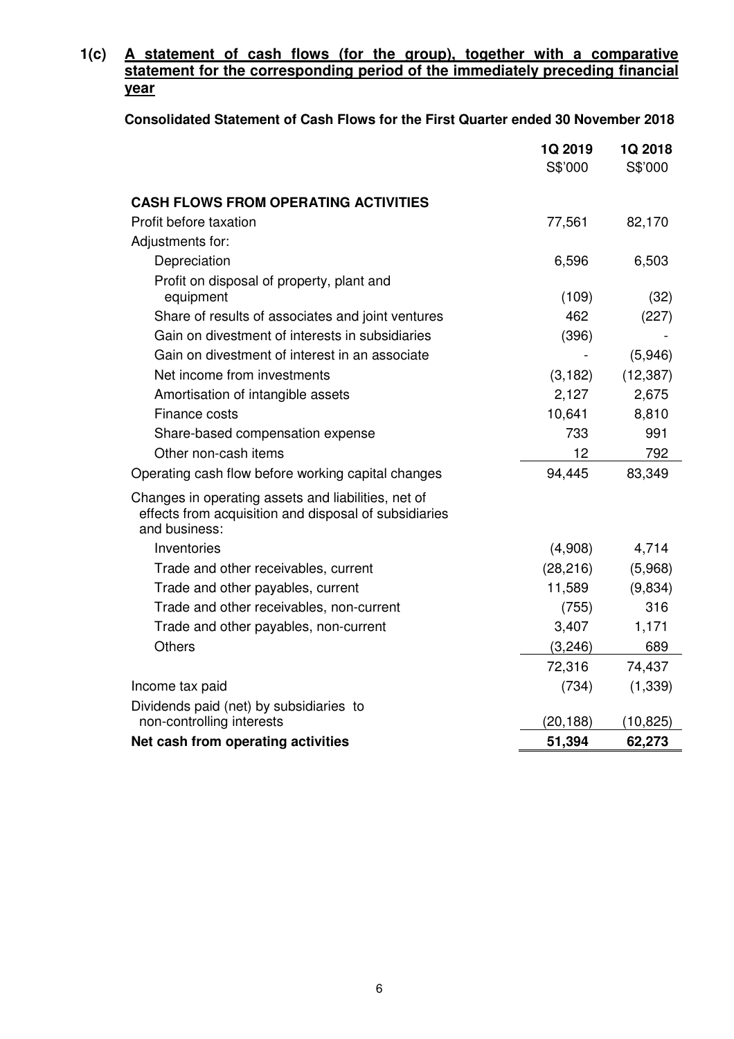## 1(c) A statement of cash flows (for the group), together with a comparative statement for the corresponding period of the immediately preceding financial year

**Consolidated Statement of Cash Flows for the First Quarter ended 30 November 2018**

| | 1Q 2019 | 1Q 2018 |
|---|---|---|
| | S$'000 | S$'000 |
| **CASH FLOWS FROM OPERATING ACTIVITIES** | | |
| Profit before taxation | 77,561 | 82,170 |
| Adjustments for: | | |
| Depreciation | 6,596 | 6,503 |
| Profit on disposal of property, plant and equipment | (109) | (32) |
| Share of results of associates and joint ventures | 462 | (227) |
| Gain on divestment of interests in subsidiaries | (396) | - |
| Gain on divestment of interest in an associate | - | (5,946) |
| Net income from investments | (3,182) | (12,387) |
| Amortisation of intangible assets | 2,127 | 2,675 |
| Finance costs | 10,641 | 8,810 |
| Share-based compensation expense | 733 | 991 |
| Other non-cash items | 12 | 792 |
| Operating cash flow before working capital changes | 94,445 | 83,349 |
| Changes in operating assets and liabilities, net of effects from acquisition and disposal of subsidiaries and business: | | |
| Inventories | (4,908) | 4,714 |
| Trade and other receivables, current | (28,216) | (5,968) |
| Trade and other payables, current | 11,589 | (9,834) |
| Trade and other receivables, non-current | (755) | 316 |
| Trade and other payables, non-current | 3,407 | 1,171 |
| Others | (3,246) | 689 |
| | 72,316 | 74,437 |
| Income tax paid | (734) | (1,339) |
| Dividends paid (net) by subsidiaries to non-controlling interests | (20,188) | (10,825) |
| **Net cash from operating activities** | **51,394** | **62,273** |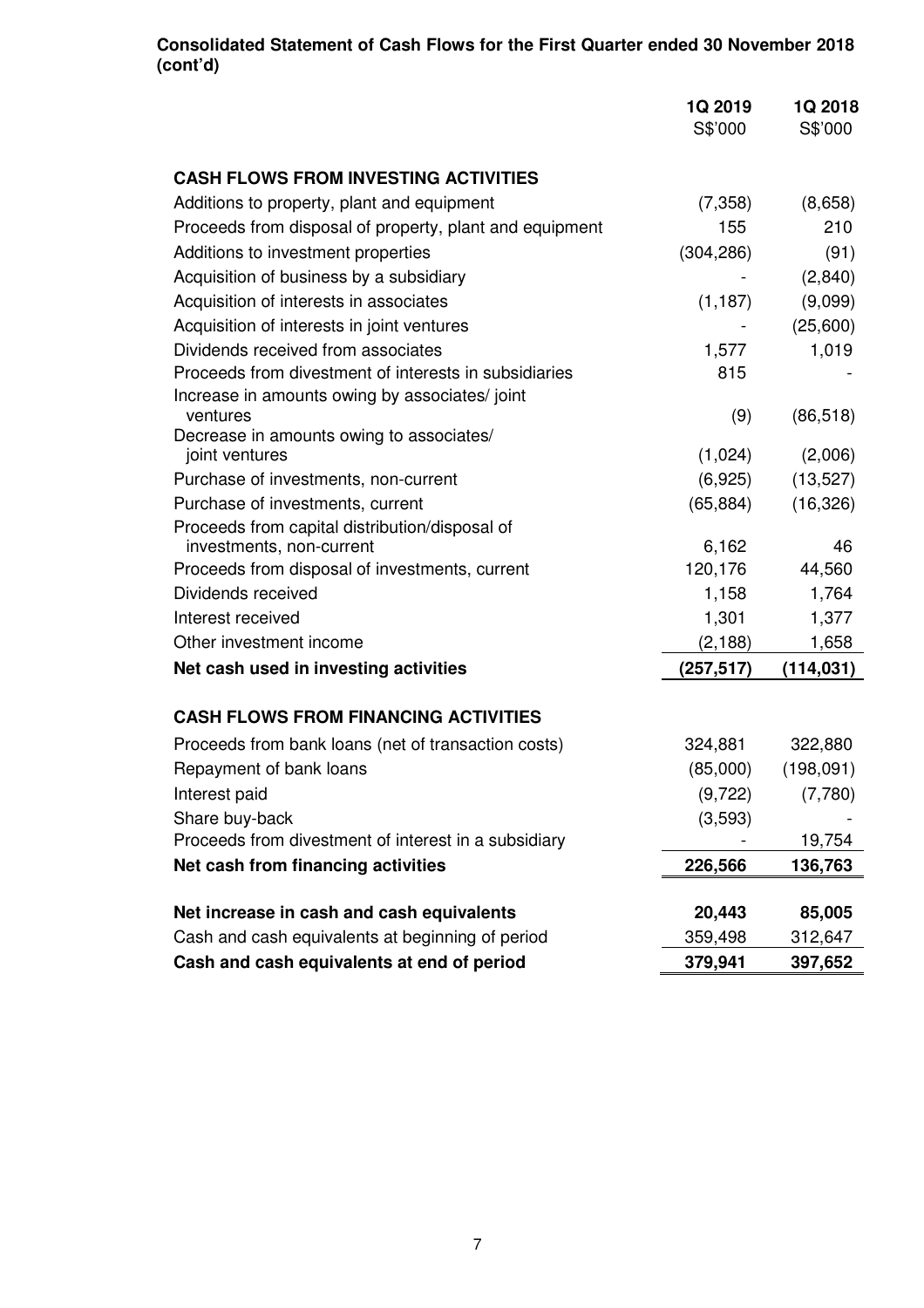**Consolidated Statement of Cash Flows for the First Quarter ended 30 November 2018 (cont'd)**

| | 1Q 2019 S$'000 | 1Q 2018 S$'000 |
|---|---|---|
| **CASH FLOWS FROM INVESTING ACTIVITIES** | | |
| Additions to property, plant and equipment | (7,358) | (8,658) |
| Proceeds from disposal of property, plant and equipment | 155 | 210 |
| Additions to investment properties | (304,286) | (91) |
| Acquisition of business by a subsidiary | - | (2,840) |
| Acquisition of interests in associates | (1,187) | (9,099) |
| Acquisition of interests in joint ventures | - | (25,600) |
| Dividends received from associates | 1,577 | 1,019 |
| Proceeds from divestment of interests in subsidiaries | 815 | - |
| Increase in amounts owing by associates/ joint ventures | (9) | (86,518) |
| Decrease in amounts owing to associates/ joint ventures | (1,024) | (2,006) |
| Purchase of investments, non-current | (6,925) | (13,527) |
| Purchase of investments, current | (65,884) | (16,326) |
| Proceeds from capital distribution/disposal of investments, non-current | 6,162 | 46 |
| Proceeds from disposal of investments, current | 120,176 | 44,560 |
| Dividends received | 1,158 | 1,764 |
| Interest received | 1,301 | 1,377 |
| Other investment income | (2,188) | 1,658 |
| **Net cash used in investing activities** | **(257,517)** | **(114,031)** |
| **CASH FLOWS FROM FINANCING ACTIVITIES** | | |
| Proceeds from bank loans (net of transaction costs) | 324,881 | 322,880 |
| Repayment of bank loans | (85,000) | (198,091) |
| Interest paid | (9,722) | (7,780) |
| Share buy-back | (3,593) | - |
| Proceeds from divestment of interest in a subsidiary | - | 19,754 |
| **Net cash from financing activities** | **226,566** | **136,763** |
| **Net increase in cash and cash equivalents** | **20,443** | **85,005** |
| Cash and cash equivalents at beginning of period | 359,498 | 312,647 |
| **Cash and cash equivalents at end of period** | **379,941** | **397,652** |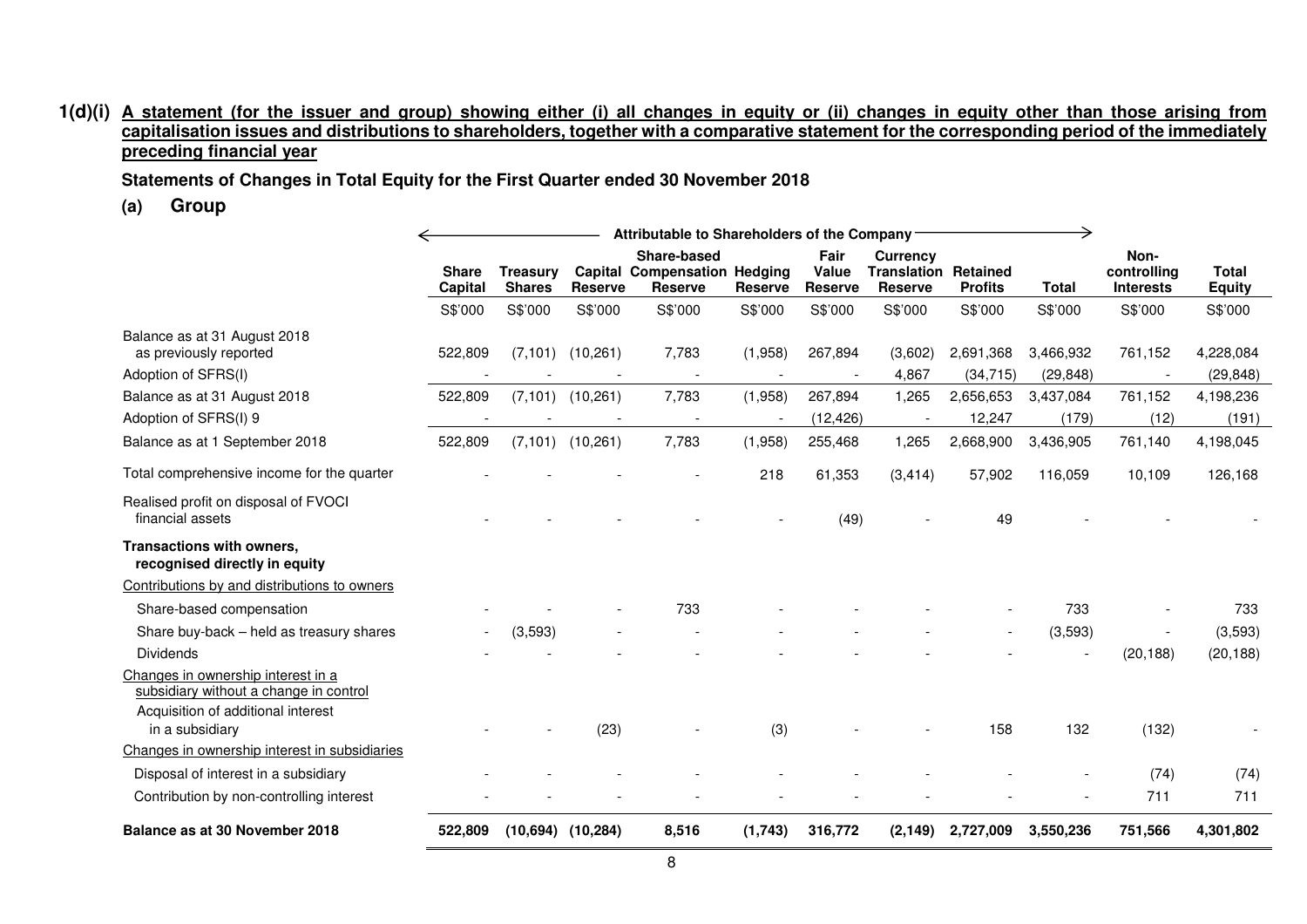**1(d)(i) A statement (for the issuer and group) showing either (i) all changes in equity or (ii) changes in equity other than those arising from capitalisation issues and distributions to shareholders, together with a comparative statement for the corresponding period of the immediately preceding financial year**

**Statements of Changes in Total Equity for the First Quarter ended 30 November 2018**

## (a) Group

| | Attributable to Shareholders of the Company | | | | | | | | | | |
|---|---|---|---|---|---|---|---|---|---|---|---|
| | **Share Capital** | **Treasury Shares** | **Capital Reserve** | **Share-based Compensation Reserve** | **Hedging Reserve** | **Fair Value Reserve** | **Currency Translation Reserve** | **Retained Profits** | **Total** | **Non-controlling Interests** | **Total Equity** |
| | S$'000 | S$'000 | S$'000 | S$'000 | S$'000 | S$'000 | S$'000 | S$'000 | S$'000 | S$'000 | S$'000 |
| Balance as at 31 August 2018 as previously reported | 522,809 | (7,101) | (10,261) | 7,783 | (1,958) | 267,894 | (3,602) | 2,691,368 | 3,466,932 | 761,152 | 4,228,084 |
| Adoption of SFRS(I) | - | - | - | - | - | - | 4,867 | (34,715) | (29,848) | - | (29,848) |
| Balance as at 31 August 2018 | 522,809 | (7,101) | (10,261) | 7,783 | (1,958) | 267,894 | 1,265 | 2,656,653 | 3,437,084 | 761,152 | 4,198,236 |
| Adoption of SFRS(I) 9 | - | - | - | - | - | (12,426) | - | 12,247 | (179) | (12) | (191) |
| Balance as at 1 September 2018 | 522,809 | (7,101) | (10,261) | 7,783 | (1,958) | 255,468 | 1,265 | 2,668,900 | 3,436,905 | 761,140 | 4,198,045 |
| Total comprehensive income for the quarter | - | - | - | - | 218 | 61,353 | (3,414) | 57,902 | 116,059 | 10,109 | 126,168 |
| Realised profit on disposal of FVOCI financial assets | - | - | - | - | - | (49) | - | 49 | - | - | - |
| **Transactions with owners, recognised directly in equity** | | | | | | | | | | | |
| Contributions by and distributions to owners | | | | | | | | | | | |
| Share-based compensation | - | - | - | 733 | - | - | - | - | 733 | - | 733 |
| Share buy-back – held as treasury shares | - | (3,593) | - | - | - | - | - | - | (3,593) | - | (3,593) |
| Dividends | - | - | - | - | - | - | - | - | - | (20,188) | (20,188) |
| Changes in ownership interest in a subsidiary without a change in control | | | | | | | | | | | |
| Acquisition of additional interest in a subsidiary | - | - | (23) | - | (3) | - | - | 158 | 132 | (132) | - |
| Changes in ownership interest in subsidiaries | | | | | | | | | | | |
| Disposal of interest in a subsidiary | - | - | - | - | - | - | - | - | - | (74) | (74) |
| Contribution by non-controlling interest | - | - | - | - | - | - | - | - | - | 711 | 711 |
| **Balance as at 30 November 2018** | **522,809** | **(10,694)** | **(10,284)** | **8,516** | **(1,743)** | **316,772** | **(2,149)** | **2,727,009** | **3,550,236** | **751,566** | **4,301,802** |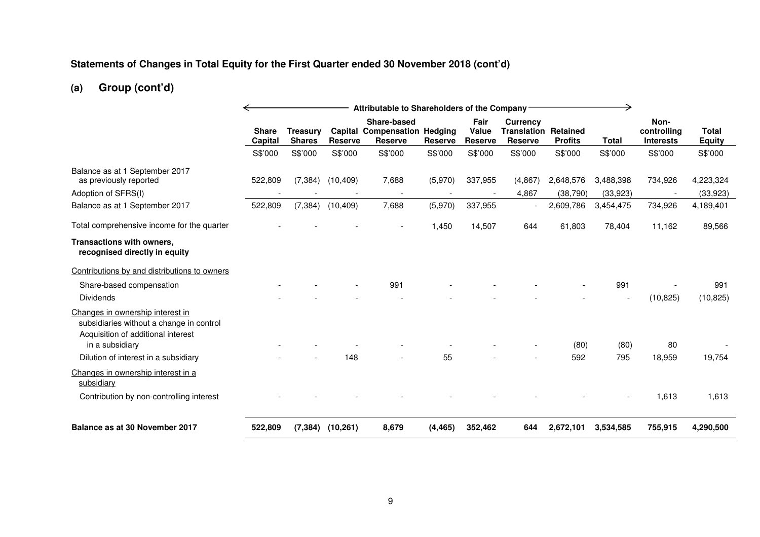## Statements of Changes in Total Equity for the First Quarter ended 30 November 2018 (cont'd)

## (a) Group (cont'd)

| | Attributable to Shareholders of the Company | | | | | | | | | | |
|---|---|---|---|---|---|---|---|---|---|---|---|
| | **Share Capital** | **Treasury Shares** | **Capital Reserve** | **Share-based Compensation Reserve** | **Hedging Reserve** | **Fair Value Reserve** | **Currency Translation Reserve** | **Retained Profits** | **Total** | **Non-controlling Interests** | **Total Equity** |
| | S$'000 | S$'000 | S$'000 | S$'000 | S$'000 | S$'000 | S$'000 | S$'000 | S$'000 | S$'000 | S$'000 |
| Balance as at 1 September 2017 as previously reported | 522,809 | (7,384) | (10,409) | 7,688 | (5,970) | 337,955 | (4,867) | 2,648,576 | 3,488,398 | 734,926 | 4,223,324 |
| Adoption of SFRS(I) | - | - | - | - | - | - | 4,867 | (38,790) | (33,923) | - | (33,923) |
| Balance as at 1 September 2017 | 522,809 | (7,384) | (10,409) | 7,688 | (5,970) | 337,955 | - | 2,609,786 | 3,454,475 | 734,926 | 4,189,401 |
| Total comprehensive income for the quarter | - | - | - | - | 1,450 | 14,507 | 644 | 61,803 | 78,404 | 11,162 | 89,566 |
| **Transactions with owners, recognised directly in equity** | | | | | | | | | | | |
| Contributions by and distributions to owners | | | | | | | | | | | |
| Share-based compensation | - | - | - | 991 | - | - | - | - | 991 | - | 991 |
| Dividends | - | - | - | - | - | - | - | - | - | (10,825) | (10,825) |
| Changes in ownership interest in subsidiaries without a change in control | | | | | | | | | | | |
| Acquisition of additional interest in a subsidiary | - | - | - | - | - | - | - | (80) | (80) | 80 | - |
| Dilution of interest in a subsidiary | - | - | 148 | - | 55 | - | - | 592 | 795 | 18,959 | 19,754 |
| Changes in ownership interest in a subsidiary | | | | | | | | | | | |
| Contribution by non-controlling interest | - | - | - | - | - | - | - | - | - | 1,613 | 1,613 |
| **Balance as at 30 November 2017** | **522,809** | **(7,384)** | **(10,261)** | **8,679** | **(4,465)** | **352,462** | **644** | **2,672,101** | **3,534,585** | **755,915** | **4,290,500** |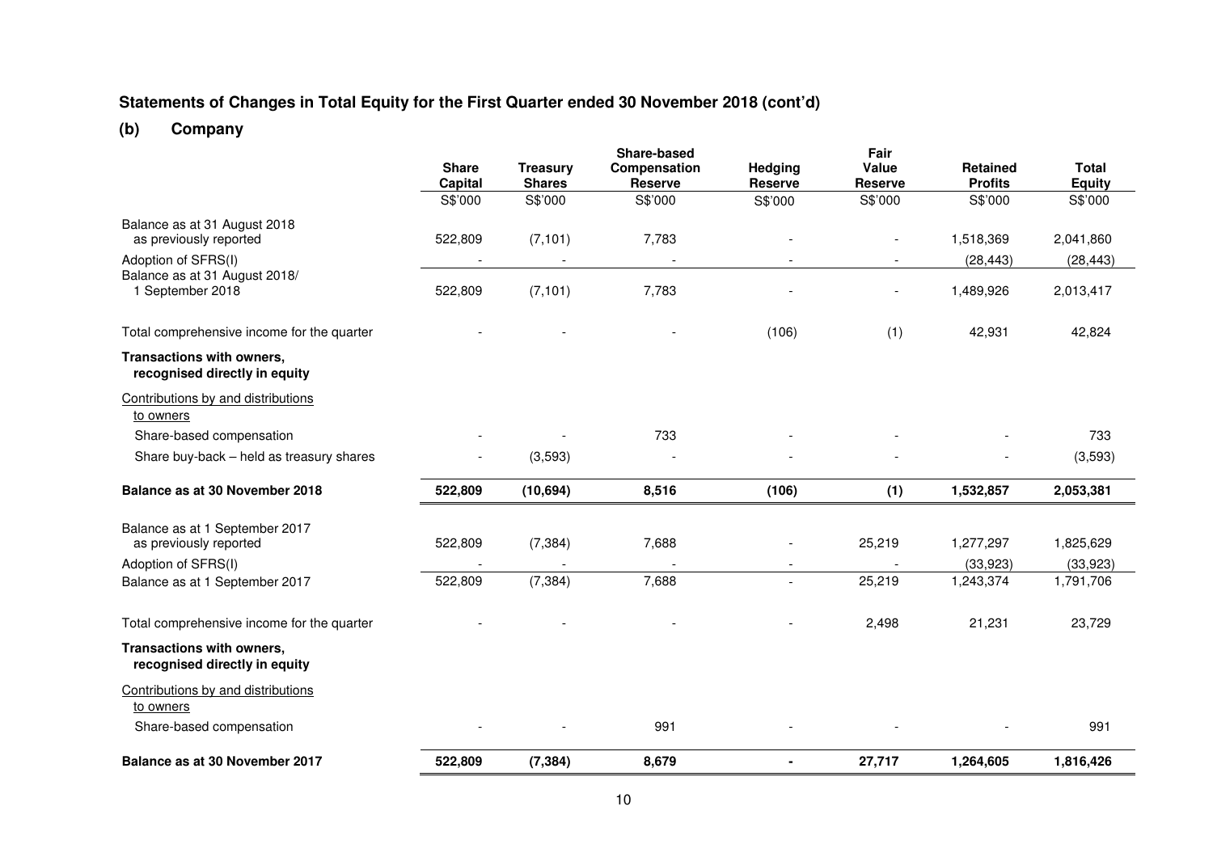## Statements of Changes in Total Equity for the First Quarter ended 30 November 2018 (cont'd)

### (b) Company

| | Share Capital | Treasury Shares | Share-based Compensation Reserve | Hedging Reserve | Fair Value Reserve | Retained Profits | Total Equity |
|---|---|---|---|---|---|---|---|
| | S$'000 | S$'000 | S$'000 | S$'000 | S$'000 | S$'000 | S$'000 |
| Balance as at 31 August 2018 as previously reported | 522,809 | (7,101) | 7,783 | - | - | 1,518,369 | 2,041,860 |
| Adoption of SFRS(I) | - | - | - | - | - | (28,443) | (28,443) |
| Balance as at 31 August 2018/ 1 September 2018 | 522,809 | (7,101) | 7,783 | - | - | 1,489,926 | 2,013,417 |
| Total comprehensive income for the quarter | - | - | - | (106) | (1) | 42,931 | 42,824 |
| **Transactions with owners, recognised directly in equity** | | | | | | | |
| Contributions by and distributions to owners | | | | | | | |
| Share-based compensation | - | - | 733 | - | - | - | 733 |
| Share buy-back – held as treasury shares | - | (3,593) | - | - | - | - | (3,593) |
| **Balance as at 30 November 2018** | **522,809** | **(10,694)** | **8,516** | **(106)** | **(1)** | **1,532,857** | **2,053,381** |
| Balance as at 1 September 2017 as previously reported | 522,809 | (7,384) | 7,688 | - | 25,219 | 1,277,297 | 1,825,629 |
| Adoption of SFRS(I) | - | - | - | - | - | (33,923) | (33,923) |
| Balance as at 1 September 2017 | 522,809 | (7,384) | 7,688 | - | 25,219 | 1,243,374 | 1,791,706 |
| Total comprehensive income for the quarter | - | - | - | - | 2,498 | 21,231 | 23,729 |
| **Transactions with owners, recognised directly in equity** | | | | | | | |
| Contributions by and distributions to owners | | | | | | | |
| Share-based compensation | - | - | 991 | - | - | - | 991 |
| **Balance as at 30 November 2017** | **522,809** | **(7,384)** | **8,679** | **-** | **27,717** | **1,264,605** | **1,816,426** |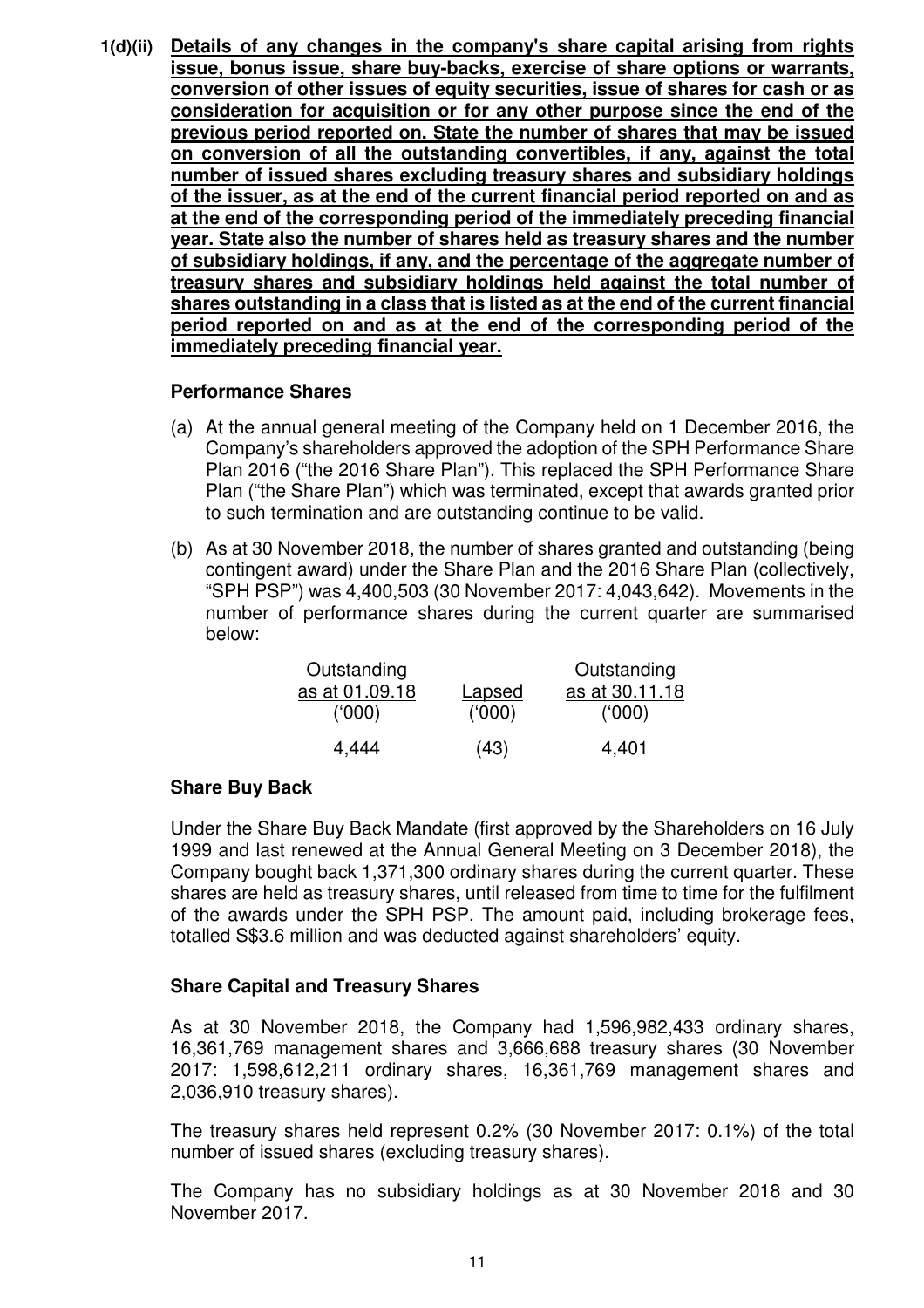**1(d)(ii) <u>Details of any changes in the company's share capital arising from rights issue, bonus issue, share buy-backs, exercise of share options or warrants, conversion of other issues of equity securities, issue of shares for cash or as consideration for acquisition or for any other purpose since the end of the previous period reported on. State the number of shares that may be issued on conversion of all the outstanding convertibles, if any, against the total number of issued shares excluding treasury shares and subsidiary holdings of the issuer, as at the end of the current financial period reported on and as at the end of the corresponding period of the immediately preceding financial year. State also the number of shares held as treasury shares and the number of subsidiary holdings, if any, and the percentage of the aggregate number of treasury shares and subsidiary holdings held against the total number of shares outstanding in a class that is listed as at the end of the current financial period reported on and as at the end of the corresponding period of the immediately preceding financial year.</u>**

**Performance Shares**

(a) At the annual general meeting of the Company held on 1 December 2016, the Company's shareholders approved the adoption of the SPH Performance Share Plan 2016 ("the 2016 Share Plan"). This replaced the SPH Performance Share Plan ("the Share Plan") which was terminated, except that awards granted prior to such termination and are outstanding continue to be valid.

(b) As at 30 November 2018, the number of shares granted and outstanding (being contingent award) under the Share Plan and the 2016 Share Plan (collectively, "SPH PSP") was 4,400,503 (30 November 2017: 4,043,642). Movements in the number of performance shares during the current quarter are summarised below:

| Outstanding as at 01.09.18 ('000) | Lapsed ('000) | Outstanding as at 30.11.18 ('000) |
|---|---|---|
| 4,444 | (43) | 4,401 |

**Share Buy Back**

Under the Share Buy Back Mandate (first approved by the Shareholders on 16 July 1999 and last renewed at the Annual General Meeting on 3 December 2018), the Company bought back 1,371,300 ordinary shares during the current quarter. These shares are held as treasury shares, until released from time to time for the fulfilment of the awards under the SPH PSP. The amount paid, including brokerage fees, totalled S$3.6 million and was deducted against shareholders' equity.

**Share Capital and Treasury Shares**

As at 30 November 2018, the Company had 1,596,982,433 ordinary shares, 16,361,769 management shares and 3,666,688 treasury shares (30 November 2017: 1,598,612,211 ordinary shares, 16,361,769 management shares and 2,036,910 treasury shares).

The treasury shares held represent 0.2% (30 November 2017: 0.1%) of the total number of issued shares (excluding treasury shares).

The Company has no subsidiary holdings as at 30 November 2018 and 30 November 2017.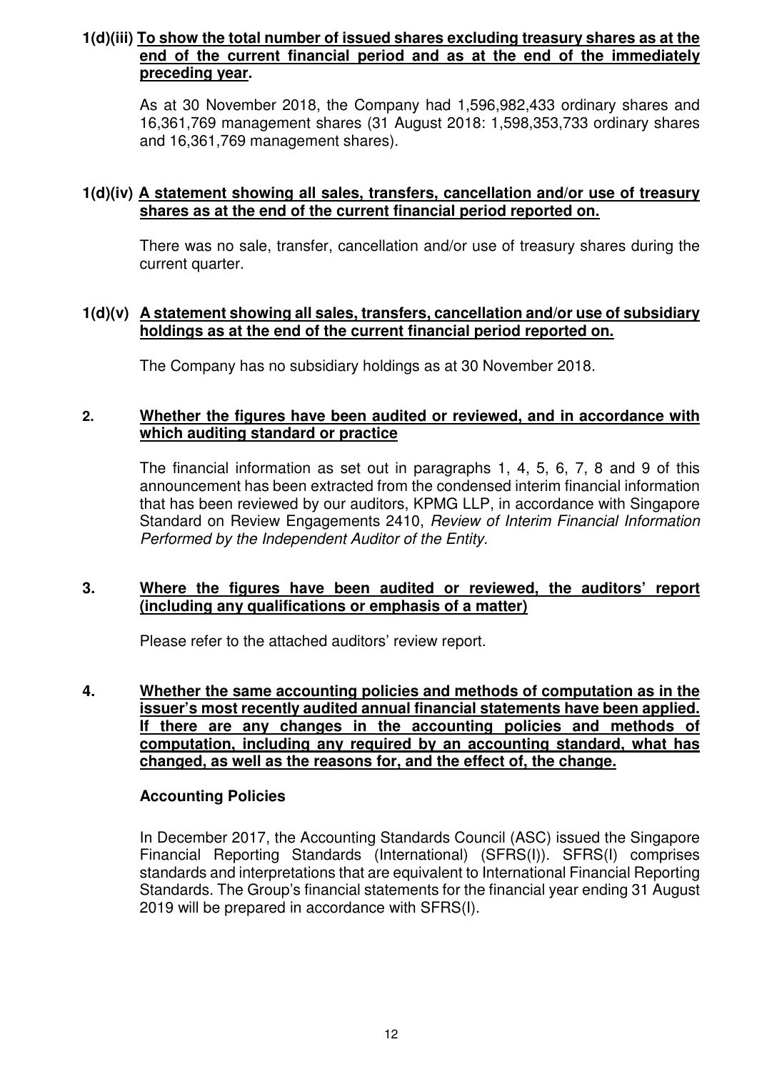**1(d)(iii) To show the total number of issued shares excluding treasury shares as at the end of the current financial period and as at the end of the immediately preceding year.**

As at 30 November 2018, the Company had 1,596,982,433 ordinary shares and 16,361,769 management shares (31 August 2018: 1,598,353,733 ordinary shares and 16,361,769 management shares).

**1(d)(iv) A statement showing all sales, transfers, cancellation and/or use of treasury shares as at the end of the current financial period reported on.**

There was no sale, transfer, cancellation and/or use of treasury shares during the current quarter.

**1(d)(v) A statement showing all sales, transfers, cancellation and/or use of subsidiary holdings as at the end of the current financial period reported on.**

The Company has no subsidiary holdings as at 30 November 2018.

**2. Whether the figures have been audited or reviewed, and in accordance with which auditing standard or practice**

The financial information as set out in paragraphs 1, 4, 5, 6, 7, 8 and 9 of this announcement has been extracted from the condensed interim financial information that has been reviewed by our auditors, KPMG LLP, in accordance with Singapore Standard on Review Engagements 2410, *Review of Interim Financial Information Performed by the Independent Auditor of the Entity.*

**3. Where the figures have been audited or reviewed, the auditors' report (including any qualifications or emphasis of a matter)**

Please refer to the attached auditors' review report.

**4. Whether the same accounting policies and methods of computation as in the issuer's most recently audited annual financial statements have been applied. If there are any changes in the accounting policies and methods of computation, including any required by an accounting standard, what has changed, as well as the reasons for, and the effect of, the change.**

**Accounting Policies**

In December 2017, the Accounting Standards Council (ASC) issued the Singapore Financial Reporting Standards (International) (SFRS(I)). SFRS(I) comprises standards and interpretations that are equivalent to International Financial Reporting Standards. The Group's financial statements for the financial year ending 31 August 2019 will be prepared in accordance with SFRS(I).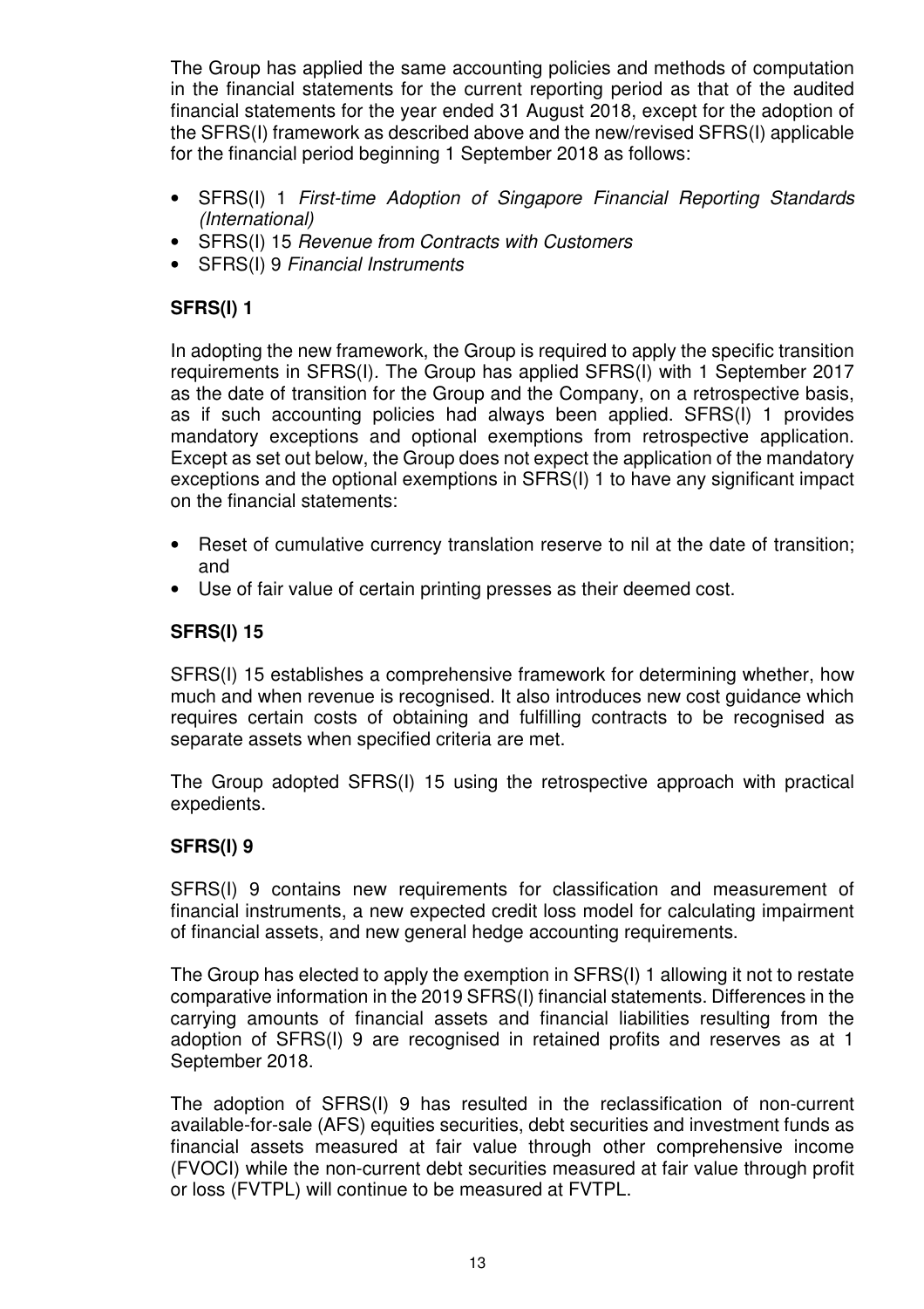The Group has applied the same accounting policies and methods of computation in the financial statements for the current reporting period as that of the audited financial statements for the year ended 31 August 2018, except for the adoption of the SFRS(I) framework as described above and the new/revised SFRS(I) applicable for the financial period beginning 1 September 2018 as follows:

- SFRS(I) 1 *First-time Adoption of Singapore Financial Reporting Standards (International)*
- SFRS(I) 15 *Revenue from Contracts with Customers*
- SFRS(I) 9 *Financial Instruments*

**SFRS(I) 1**

In adopting the new framework, the Group is required to apply the specific transition requirements in SFRS(I). The Group has applied SFRS(I) with 1 September 2017 as the date of transition for the Group and the Company, on a retrospective basis, as if such accounting policies had always been applied. SFRS(I) 1 provides mandatory exceptions and optional exemptions from retrospective application. Except as set out below, the Group does not expect the application of the mandatory exceptions and the optional exemptions in SFRS(I) 1 to have any significant impact on the financial statements:

- Reset of cumulative currency translation reserve to nil at the date of transition; and
- Use of fair value of certain printing presses as their deemed cost.

**SFRS(I) 15**

SFRS(I) 15 establishes a comprehensive framework for determining whether, how much and when revenue is recognised. It also introduces new cost guidance which requires certain costs of obtaining and fulfilling contracts to be recognised as separate assets when specified criteria are met.

The Group adopted SFRS(I) 15 using the retrospective approach with practical expedients.

**SFRS(I) 9**

SFRS(I) 9 contains new requirements for classification and measurement of financial instruments, a new expected credit loss model for calculating impairment of financial assets, and new general hedge accounting requirements.

The Group has elected to apply the exemption in SFRS(I) 1 allowing it not to restate comparative information in the 2019 SFRS(I) financial statements. Differences in the carrying amounts of financial assets and financial liabilities resulting from the adoption of SFRS(I) 9 are recognised in retained profits and reserves as at 1 September 2018.

The adoption of SFRS(I) 9 has resulted in the reclassification of non-current available-for-sale (AFS) equities securities, debt securities and investment funds as financial assets measured at fair value through other comprehensive income (FVOCI) while the non-current debt securities measured at fair value through profit or loss (FVTPL) will continue to be measured at FVTPL.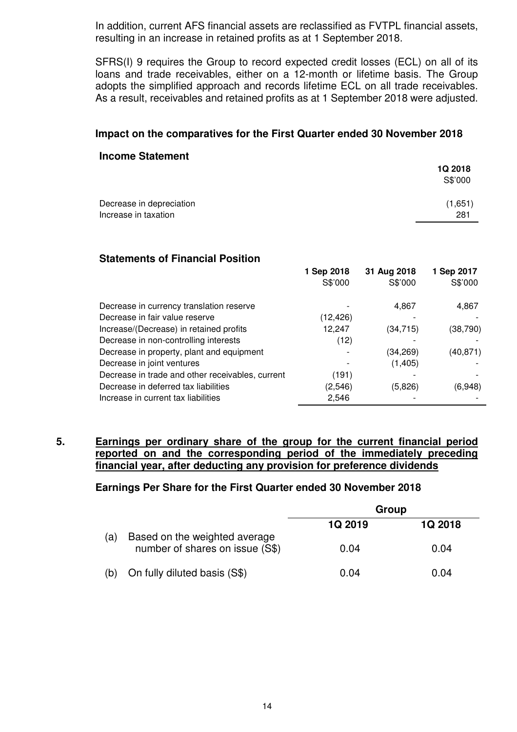In addition, current AFS financial assets are reclassified as FVTPL financial assets, resulting in an increase in retained profits as at 1 September 2018.

SFRS(I) 9 requires the Group to record expected credit losses (ECL) on all of its loans and trade receivables, either on a 12-month or lifetime basis. The Group adopts the simplified approach and records lifetime ECL on all trade receivables. As a result, receivables and retained profits as at 1 September 2018 were adjusted.

### Impact on the comparatives for the First Quarter ended 30 November 2018

#### Income Statement

| | 1Q 2018 |
|---|---|
| | S$'000 |
| Decrease in depreciation | (1,651) |
| Increase in taxation | 281 |

#### Statements of Financial Position

| | 1 Sep 2018 | 31 Aug 2018 | 1 Sep 2017 |
|---|---|---|---|
| | S$'000 | S$'000 | S$'000 |
| Decrease in currency translation reserve | - | 4,867 | 4,867 |
| Decrease in fair value reserve | (12,426) | - | - |
| Increase/(Decrease) in retained profits | 12,247 | (34,715) | (38,790) |
| Decrease in non-controlling interests | (12) | - | - |
| Decrease in property, plant and equipment | - | (34,269) | (40,871) |
| Decrease in joint ventures | - | (1,405) | - |
| Decrease in trade and other receivables, current | (191) | - | - |
| Decrease in deferred tax liabilities | (2,546) | (5,826) | (6,948) |
| Increase in current tax liabilities | 2,546 | - | - |

## 5. Earnings per ordinary share of the group for the current financial period reported on and the corresponding period of the immediately preceding financial year, after deducting any provision for preference dividends

### Earnings Per Share for the First Quarter ended 30 November 2018

| | | Group | |
|---|---|---|---|
| | | 1Q 2019 | 1Q 2018 |
| (a) | Based on the weighted average number of shares on issue (S$) | 0.04 | 0.04 |
| (b) | On fully diluted basis (S$) | 0.04 | 0.04 |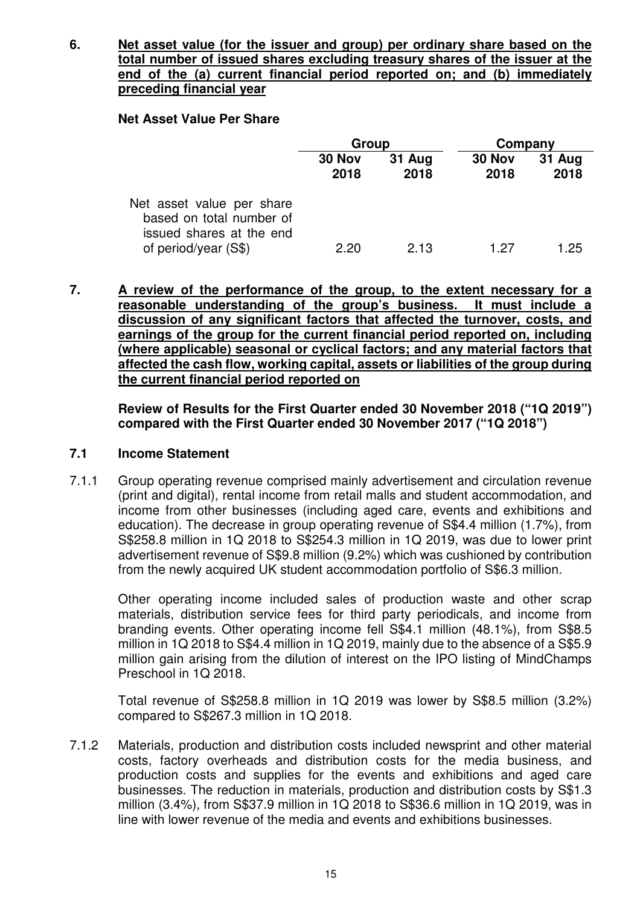## 6. Net asset value (for the issuer and group) per ordinary share based on the total number of issued shares excluding treasury shares of the issuer at the end of the (a) current financial period reported on; and (b) immediately preceding financial year

**Net Asset Value Per Share**

| | Group | | Company | |
|---|---|---|---|---|
| | **30 Nov 2018** | **31 Aug 2018** | **30 Nov 2018** | **31 Aug 2018** |
| Net asset value per share based on total number of issued shares at the end of period/year (S$) | 2.20 | 2.13 | 1.27 | 1.25 |

## 7. A review of the performance of the group, to the extent necessary for a reasonable understanding of the group's business. It must include a discussion of any significant factors that affected the turnover, costs, and earnings of the group for the current financial period reported on, including (where applicable) seasonal or cyclical factors; and any material factors that affected the cash flow, working capital, assets or liabilities of the group during the current financial period reported on

**Review of Results for the First Quarter ended 30 November 2018 ("1Q 2019") compared with the First Quarter ended 30 November 2017 ("1Q 2018")**

### 7.1 Income Statement

7.1.1 Group operating revenue comprised mainly advertisement and circulation revenue (print and digital), rental income from retail malls and student accommodation, and income from other businesses (including aged care, events and exhibitions and education). The decrease in group operating revenue of S$4.4 million (1.7%), from S$258.8 million in 1Q 2018 to S$254.3 million in 1Q 2019, was due to lower print advertisement revenue of S$9.8 million (9.2%) which was cushioned by contribution from the newly acquired UK student accommodation portfolio of S$6.3 million.

Other operating income included sales of production waste and other scrap materials, distribution service fees for third party periodicals, and income from branding events. Other operating income fell S$4.1 million (48.1%), from S$8.5 million in 1Q 2018 to S$4.4 million in 1Q 2019, mainly due to the absence of a S$5.9 million gain arising from the dilution of interest on the IPO listing of MindChamps Preschool in 1Q 2018.

Total revenue of S$258.8 million in 1Q 2019 was lower by S$8.5 million (3.2%) compared to S$267.3 million in 1Q 2018.

7.1.2 Materials, production and distribution costs included newsprint and other material costs, factory overheads and distribution costs for the media business, and production costs and supplies for the events and exhibitions and aged care businesses. The reduction in materials, production and distribution costs by S$1.3 million (3.4%), from S$37.9 million in 1Q 2018 to S$36.6 million in 1Q 2019, was in line with lower revenue of the media and events and exhibitions businesses.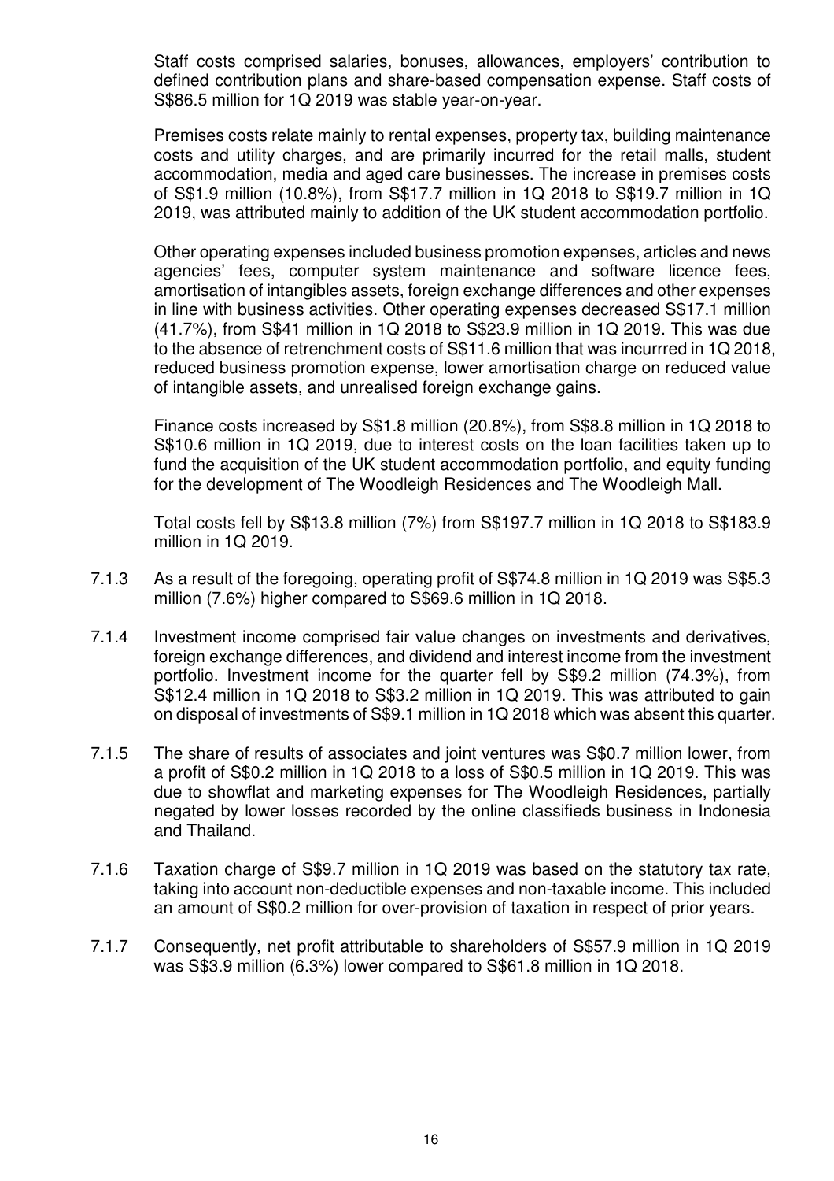Staff costs comprised salaries, bonuses, allowances, employers' contribution to defined contribution plans and share-based compensation expense. Staff costs of S$86.5 million for 1Q 2019 was stable year-on-year.

Premises costs relate mainly to rental expenses, property tax, building maintenance costs and utility charges, and are primarily incurred for the retail malls, student accommodation, media and aged care businesses. The increase in premises costs of S$1.9 million (10.8%), from S$17.7 million in 1Q 2018 to S$19.7 million in 1Q 2019, was attributed mainly to addition of the UK student accommodation portfolio.

Other operating expenses included business promotion expenses, articles and news agencies' fees, computer system maintenance and software licence fees, amortisation of intangibles assets, foreign exchange differences and other expenses in line with business activities. Other operating expenses decreased S$17.1 million (41.7%), from S$41 million in 1Q 2018 to S$23.9 million in 1Q 2019. This was due to the absence of retrenchment costs of S$11.6 million that was incurrred in 1Q 2018, reduced business promotion expense, lower amortisation charge on reduced value of intangible assets, and unrealised foreign exchange gains.

Finance costs increased by S$1.8 million (20.8%), from S$8.8 million in 1Q 2018 to S$10.6 million in 1Q 2019, due to interest costs on the loan facilities taken up to fund the acquisition of the UK student accommodation portfolio, and equity funding for the development of The Woodleigh Residences and The Woodleigh Mall.

Total costs fell by S$13.8 million (7%) from S$197.7 million in 1Q 2018 to S$183.9 million in 1Q 2019.

7.1.3 As a result of the foregoing, operating profit of S$74.8 million in 1Q 2019 was S$5.3 million (7.6%) higher compared to S$69.6 million in 1Q 2018.

7.1.4 Investment income comprised fair value changes on investments and derivatives, foreign exchange differences, and dividend and interest income from the investment portfolio. Investment income for the quarter fell by S$9.2 million (74.3%), from S$12.4 million in 1Q 2018 to S$3.2 million in 1Q 2019. This was attributed to gain on disposal of investments of S$9.1 million in 1Q 2018 which was absent this quarter.

7.1.5 The share of results of associates and joint ventures was S$0.7 million lower, from a profit of S$0.2 million in 1Q 2018 to a loss of S$0.5 million in 1Q 2019. This was due to showflat and marketing expenses for The Woodleigh Residences, partially negated by lower losses recorded by the online classifieds business in Indonesia and Thailand.

7.1.6 Taxation charge of S$9.7 million in 1Q 2019 was based on the statutory tax rate, taking into account non-deductible expenses and non-taxable income. This included an amount of S$0.2 million for over-provision of taxation in respect of prior years.

7.1.7 Consequently, net profit attributable to shareholders of S$57.9 million in 1Q 2019 was S$3.9 million (6.3%) lower compared to S$61.8 million in 1Q 2018.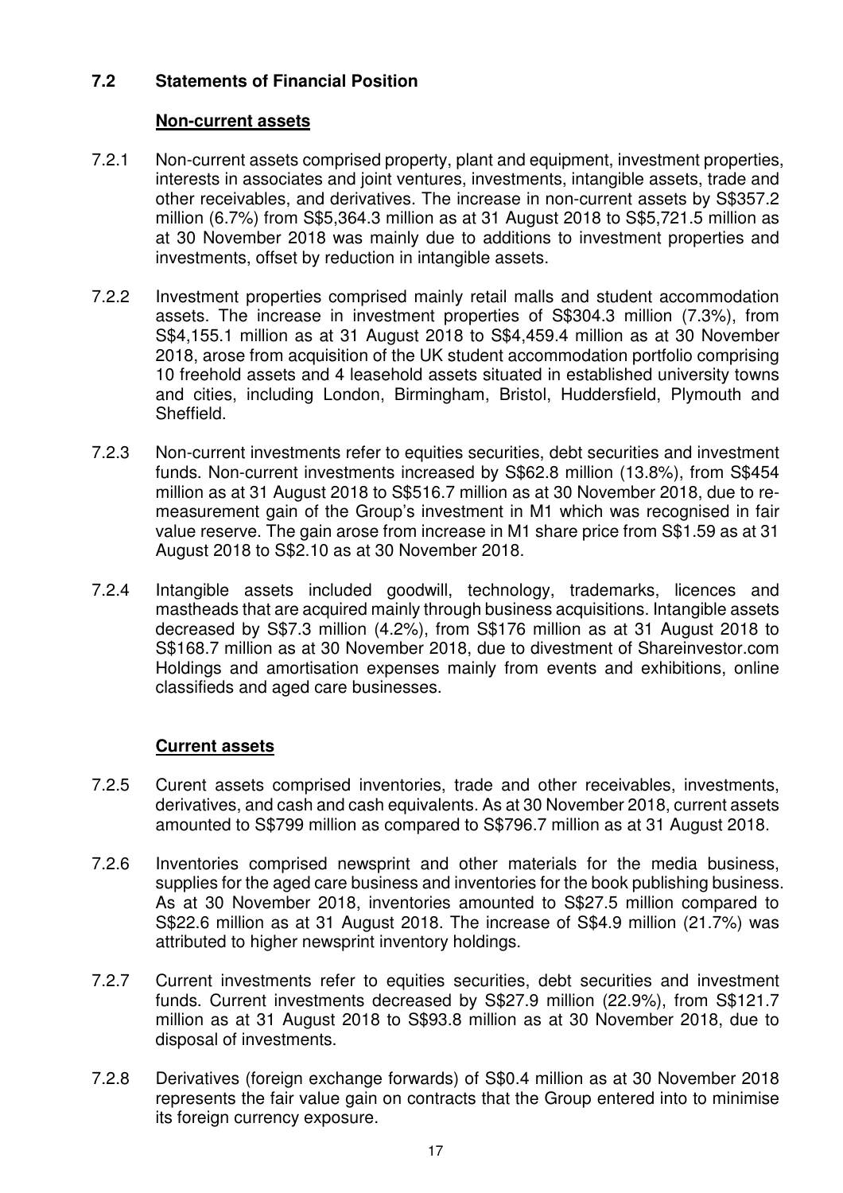## 7.2 Statements of Financial Position

### Non-current assets

7.2.1 Non-current assets comprised property, plant and equipment, investment properties, interests in associates and joint ventures, investments, intangible assets, trade and other receivables, and derivatives. The increase in non-current assets by S$357.2 million (6.7%) from S$5,364.3 million as at 31 August 2018 to S$5,721.5 million as at 30 November 2018 was mainly due to additions to investment properties and investments, offset by reduction in intangible assets.

7.2.2 Investment properties comprised mainly retail malls and student accommodation assets. The increase in investment properties of S$304.3 million (7.3%), from S$4,155.1 million as at 31 August 2018 to S$4,459.4 million as at 30 November 2018, arose from acquisition of the UK student accommodation portfolio comprising 10 freehold assets and 4 leasehold assets situated in established university towns and cities, including London, Birmingham, Bristol, Huddersfield, Plymouth and Sheffield.

7.2.3 Non-current investments refer to equities securities, debt securities and investment funds. Non-current investments increased by S$62.8 million (13.8%), from S$454 million as at 31 August 2018 to S$516.7 million as at 30 November 2018, due to re-measurement gain of the Group's investment in M1 which was recognised in fair value reserve. The gain arose from increase in M1 share price from S$1.59 as at 31 August 2018 to S$2.10 as at 30 November 2018.

7.2.4 Intangible assets included goodwill, technology, trademarks, licences and mastheads that are acquired mainly through business acquisitions. Intangible assets decreased by S$7.3 million (4.2%), from S$176 million as at 31 August 2018 to S$168.7 million as at 30 November 2018, due to divestment of Shareinvestor.com Holdings and amortisation expenses mainly from events and exhibitions, online classifieds and aged care businesses.

### Current assets

7.2.5 Curent assets comprised inventories, trade and other receivables, investments, derivatives, and cash and cash equivalents. As at 30 November 2018, current assets amounted to S$799 million as compared to S$796.7 million as at 31 August 2018.

7.2.6 Inventories comprised newsprint and other materials for the media business, supplies for the aged care business and inventories for the book publishing business. As at 30 November 2018, inventories amounted to S$27.5 million compared to S$22.6 million as at 31 August 2018. The increase of S$4.9 million (21.7%) was attributed to higher newsprint inventory holdings.

7.2.7 Current investments refer to equities securities, debt securities and investment funds. Current investments decreased by S$27.9 million (22.9%), from S$121.7 million as at 31 August 2018 to S$93.8 million as at 30 November 2018, due to disposal of investments.

7.2.8 Derivatives (foreign exchange forwards) of S$0.4 million as at 30 November 2018 represents the fair value gain on contracts that the Group entered into to minimise its foreign currency exposure.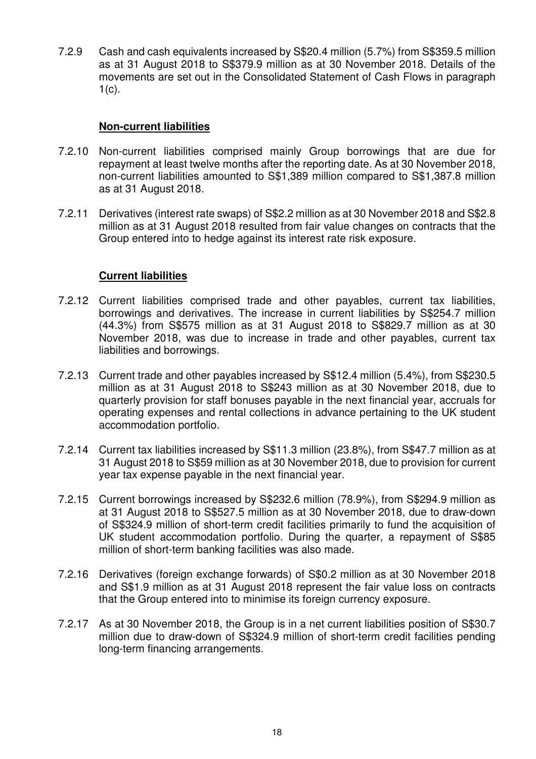7.2.9 Cash and cash equivalents increased by S$20.4 million (5.7%) from S$359.5 million as at 31 August 2018 to S$379.9 million as at 30 November 2018. Details of the movements are set out in the Consolidated Statement of Cash Flows in paragraph 1(c).

**Non-current liabilities**

7.2.10 Non-current liabilities comprised mainly Group borrowings that are due for repayment at least twelve months after the reporting date. As at 30 November 2018, non-current liabilities amounted to S$1,389 million compared to S$1,387.8 million as at 31 August 2018.

7.2.11 Derivatives (interest rate swaps) of S$2.2 million as at 30 November 2018 and S$2.8 million as at 31 August 2018 resulted from fair value changes on contracts that the Group entered into to hedge against its interest rate risk exposure.

**Current liabilities**

7.2.12 Current liabilities comprised trade and other payables, current tax liabilities, borrowings and derivatives. The increase in current liabilities by S$254.7 million (44.3%) from S$575 million as at 31 August 2018 to S$829.7 million as at 30 November 2018, was due to increase in trade and other payables, current tax liabilities and borrowings.

7.2.13 Current trade and other payables increased by S$12.4 million (5.4%), from S$230.5 million as at 31 August 2018 to S$243 million as at 30 November 2018, due to quarterly provision for staff bonuses payable in the next financial year, accruals for operating expenses and rental collections in advance pertaining to the UK student accommodation portfolio.

7.2.14 Current tax liabilities increased by S$11.3 million (23.8%), from S$47.7 million as at 31 August 2018 to S$59 million as at 30 November 2018, due to provision for current year tax expense payable in the next financial year.

7.2.15 Current borrowings increased by S$232.6 million (78.9%), from S$294.9 million as at 31 August 2018 to S$527.5 million as at 30 November 2018, due to draw-down of S$324.9 million of short-term credit facilities primarily to fund the acquisition of UK student accommodation portfolio. During the quarter, a repayment of S$85 million of short-term banking facilities was also made.

7.2.16 Derivatives (foreign exchange forwards) of S$0.2 million as at 30 November 2018 and S$1.9 million as at 31 August 2018 represent the fair value loss on contracts that the Group entered into to minimise its foreign currency exposure.

7.2.17 As at 30 November 2018, the Group is in a net current liabilities position of S$30.7 million due to draw-down of S$324.9 million of short-term credit facilities pending long-term financing arrangements.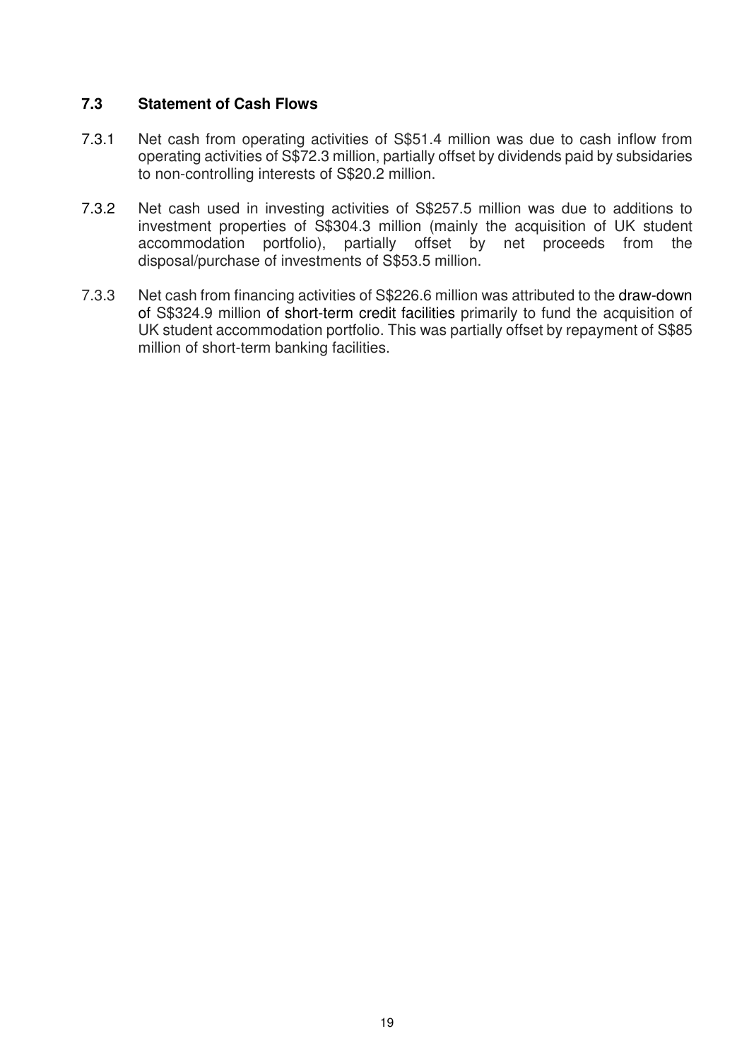### 7.3 Statement of Cash Flows

7.3.1 Net cash from operating activities of S$51.4 million was due to cash inflow from operating activities of S$72.3 million, partially offset by dividends paid by subsidaries to non-controlling interests of S$20.2 million.

7.3.2 Net cash used in investing activities of S$257.5 million was due to additions to investment properties of S$304.3 million (mainly the acquisition of UK student accommodation portfolio), partially offset by net proceeds from the disposal/purchase of investments of S$53.5 million.

7.3.3 Net cash from financing activities of S$226.6 million was attributed to the draw-down of S$324.9 million of short-term credit facilities primarily to fund the acquisition of UK student accommodation portfolio. This was partially offset by repayment of S$85 million of short-term banking facilities.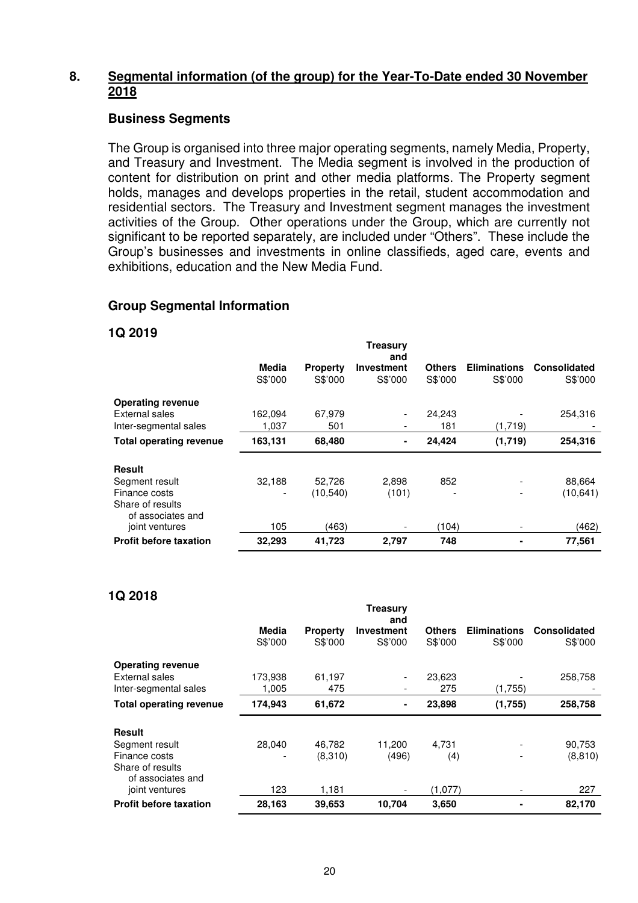## 8. Segmental information (of the group) for the Year-To-Date ended 30 November 2018

### Business Segments

The Group is organised into three major operating segments, namely Media, Property, and Treasury and Investment. The Media segment is involved in the production of content for distribution on print and other media platforms. The Property segment holds, manages and develops properties in the retail, student accommodation and residential sectors. The Treasury and Investment segment manages the investment activities of the Group. Other operations under the Group, which are currently not significant to be reported separately, are included under "Others". These include the Group's businesses and investments in online classifieds, aged care, events and exhibitions, education and the New Media Fund.

### Group Segmental Information

**1Q 2019**

| | Media S$'000 | Property S$'000 | Treasury and Investment S$'000 | Others S$'000 | Eliminations S$'000 | Consolidated S$'000 |
|---|---|---|---|---|---|---|
| **Operating revenue** | | | | | | |
| External sales | 162,094 | 67,979 | - | 24,243 | - | 254,316 |
| Inter-segmental sales | 1,037 | 501 | - | 181 | (1,719) | - |
| **Total operating revenue** | **163,131** | **68,480** | **-** | **24,424** | **(1,719)** | **254,316** |
| **Result** | | | | | | |
| Segment result | 32,188 | 52,726 | 2,898 | 852 | - | 88,664 |
| Finance costs | - | (10,540) | (101) | - | - | (10,641) |
| Share of results of associates and joint ventures | 105 | (463) | - | (104) | - | (462) |
| **Profit before taxation** | **32,293** | **41,723** | **2,797** | **748** | **-** | **77,561** |

**1Q 2018**

| | Media S$'000 | Property S$'000 | Treasury and Investment S$'000 | Others S$'000 | Eliminations S$'000 | Consolidated S$'000 |
|---|---|---|---|---|---|---|
| **Operating revenue** | | | | | | |
| External sales | 173,938 | 61,197 | - | 23,623 | - | 258,758 |
| Inter-segmental sales | 1,005 | 475 | - | 275 | (1,755) | - |
| **Total operating revenue** | **174,943** | **61,672** | **-** | **23,898** | **(1,755)** | **258,758** |
| **Result** | | | | | | |
| Segment result | 28,040 | 46,782 | 11,200 | 4,731 | - | 90,753 |
| Finance costs | - | (8,310) | (496) | (4) | - | (8,810) |
| Share of results of associates and joint ventures | 123 | 1,181 | - | (1,077) | - | 227 |
| **Profit before taxation** | **28,163** | **39,653** | **10,704** | **3,650** | **-** | **82,170** |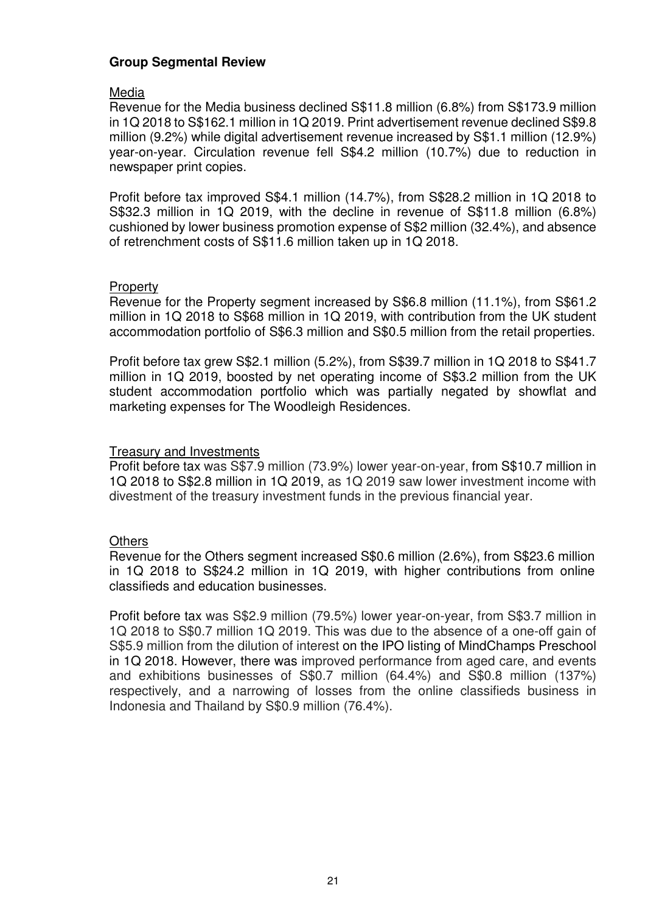## Group Segmental Review

### Media

Revenue for the Media business declined S$11.8 million (6.8%) from S$173.9 million in 1Q 2018 to S$162.1 million in 1Q 2019. Print advertisement revenue declined S$9.8 million (9.2%) while digital advertisement revenue increased by S$1.1 million (12.9%) year-on-year. Circulation revenue fell S$4.2 million (10.7%) due to reduction in newspaper print copies.

Profit before tax improved S$4.1 million (14.7%), from S$28.2 million in 1Q 2018 to S$32.3 million in 1Q 2019, with the decline in revenue of S$11.8 million (6.8%) cushioned by lower business promotion expense of S$2 million (32.4%), and absence of retrenchment costs of S$11.6 million taken up in 1Q 2018.

### Property

Revenue for the Property segment increased by S$6.8 million (11.1%), from S$61.2 million in 1Q 2018 to S$68 million in 1Q 2019, with contribution from the UK student accommodation portfolio of S$6.3 million and S$0.5 million from the retail properties.

Profit before tax grew S$2.1 million (5.2%), from S$39.7 million in 1Q 2018 to S$41.7 million in 1Q 2019, boosted by net operating income of S$3.2 million from the UK student accommodation portfolio which was partially negated by showflat and marketing expenses for The Woodleigh Residences.

### Treasury and Investments

Profit before tax was S$7.9 million (73.9%) lower year-on-year, from S$10.7 million in 1Q 2018 to S$2.8 million in 1Q 2019, as 1Q 2019 saw lower investment income with divestment of the treasury investment funds in the previous financial year.

### Others

Revenue for the Others segment increased S$0.6 million (2.6%), from S$23.6 million in 1Q 2018 to S$24.2 million in 1Q 2019, with higher contributions from online classifieds and education businesses.

Profit before tax was S$2.9 million (79.5%) lower year-on-year, from S$3.7 million in 1Q 2018 to S$0.7 million 1Q 2019. This was due to the absence of a one-off gain of S$5.9 million from the dilution of interest on the IPO listing of MindChamps Preschool in 1Q 2018. However, there was improved performance from aged care, and events and exhibitions businesses of S$0.7 million (64.4%) and S$0.8 million (137%) respectively, and a narrowing of losses from the online classifieds business in Indonesia and Thailand by S$0.9 million (76.4%).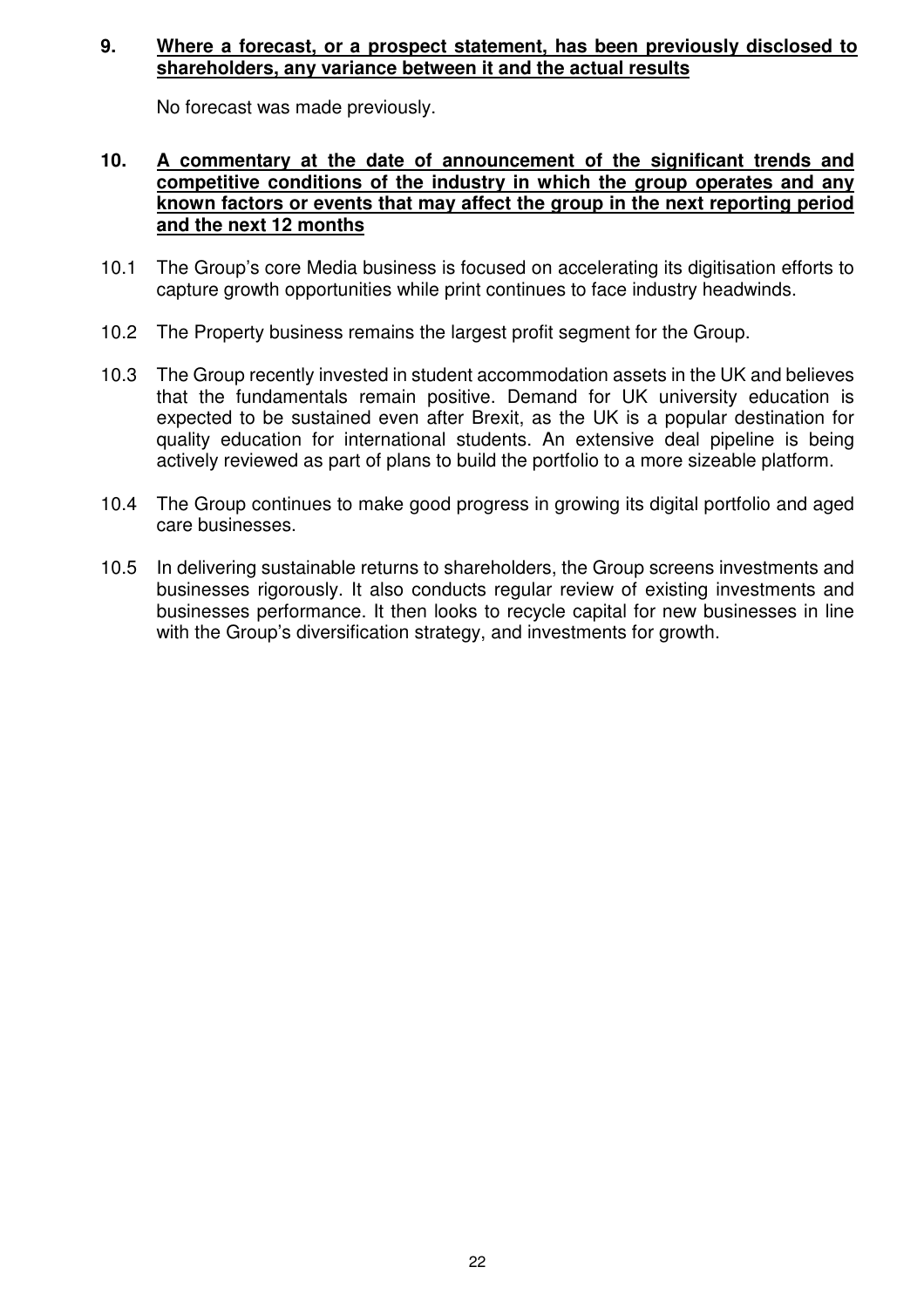**9. <u>Where a forecast, or a prospect statement, has been previously disclosed to shareholders, any variance between it and the actual results</u>**

No forecast was made previously.

**10. <u>A commentary at the date of announcement of the significant trends and competitive conditions of the industry in which the group operates and any known factors or events that may affect the group in the next reporting period and the next 12 months</u>**

10.1 The Group's core Media business is focused on accelerating its digitisation efforts to capture growth opportunities while print continues to face industry headwinds.

10.2 The Property business remains the largest profit segment for the Group.

10.3 The Group recently invested in student accommodation assets in the UK and believes that the fundamentals remain positive. Demand for UK university education is expected to be sustained even after Brexit, as the UK is a popular destination for quality education for international students. An extensive deal pipeline is being actively reviewed as part of plans to build the portfolio to a more sizeable platform.

10.4 The Group continues to make good progress in growing its digital portfolio and aged care businesses.

10.5 In delivering sustainable returns to shareholders, the Group screens investments and businesses rigorously. It also conducts regular review of existing investments and businesses performance. It then looks to recycle capital for new businesses in line with the Group's diversification strategy, and investments for growth.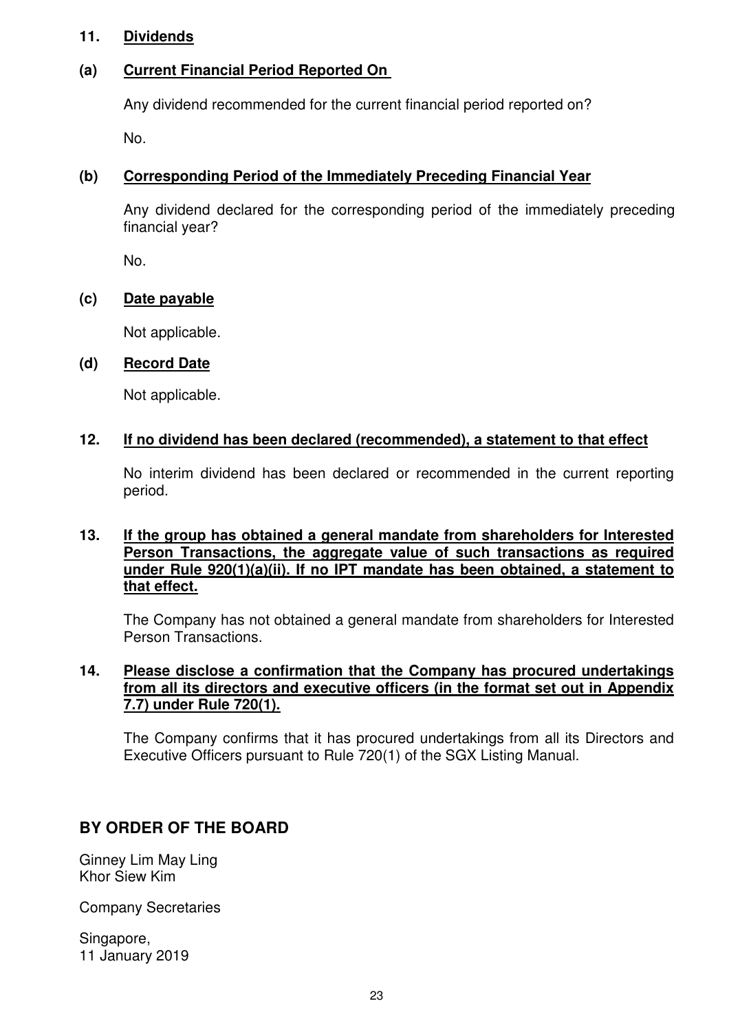## 11. Dividends

### (a) Current Financial Period Reported On

Any dividend recommended for the current financial period reported on?

No.

### (b) Corresponding Period of the Immediately Preceding Financial Year

Any dividend declared for the corresponding period of the immediately preceding financial year?

No.

### (c) Date payable

Not applicable.

### (d) Record Date

Not applicable.

## 12. If no dividend has been declared (recommended), a statement to that effect

No interim dividend has been declared or recommended in the current reporting period.

## 13. If the group has obtained a general mandate from shareholders for Interested Person Transactions, the aggregate value of such transactions as required under Rule 920(1)(a)(ii). If no IPT mandate has been obtained, a statement to that effect.

The Company has not obtained a general mandate from shareholders for Interested Person Transactions.

## 14. Please disclose a confirmation that the Company has procured undertakings from all its directors and executive officers (in the format set out in Appendix 7.7) under Rule 720(1).

The Company confirms that it has procured undertakings from all its Directors and Executive Officers pursuant to Rule 720(1) of the SGX Listing Manual.

## BY ORDER OF THE BOARD

Ginney Lim May Ling
Khor Siew Kim

Company Secretaries

Singapore,
11 January 2019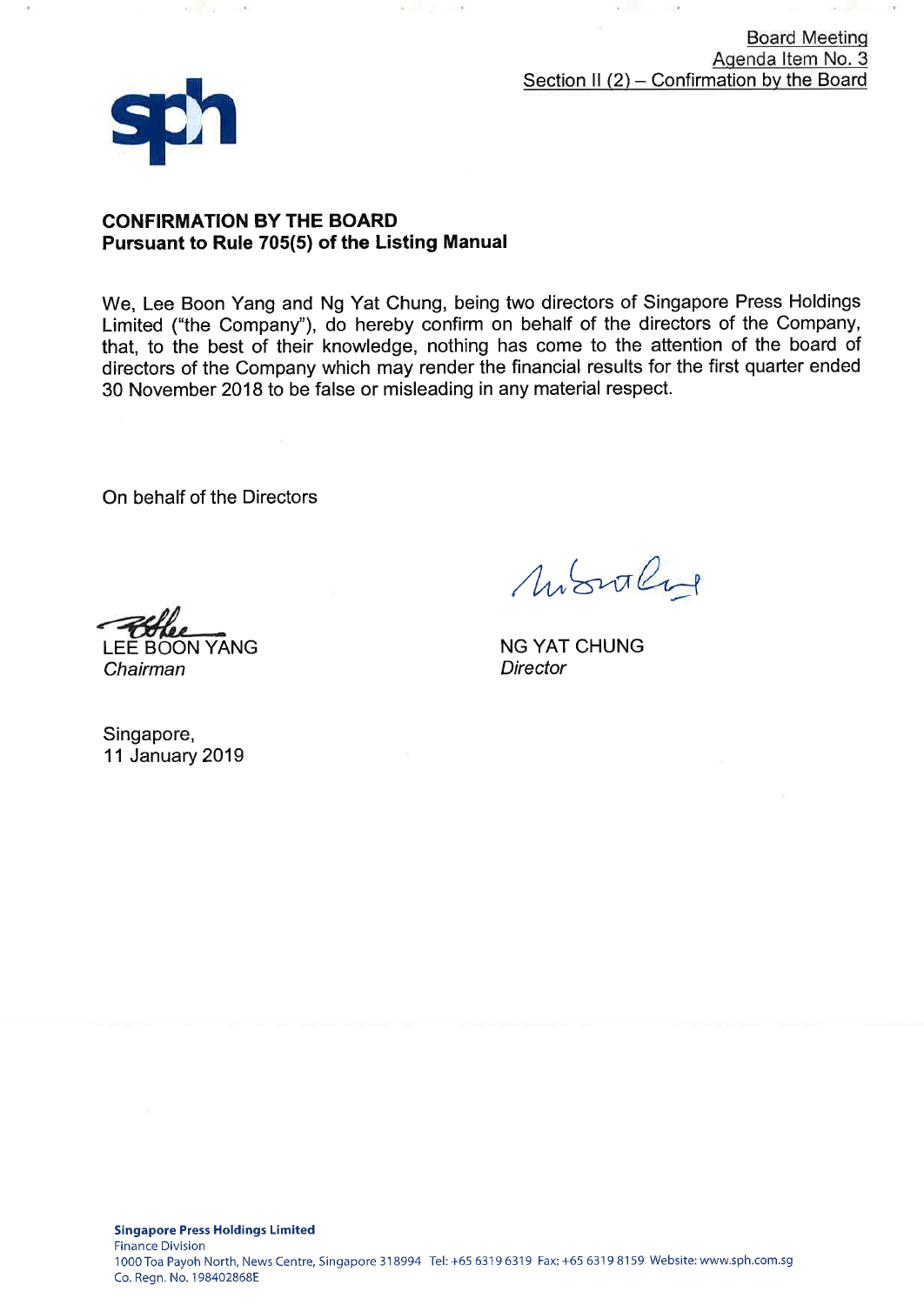Board Meeting
Agenda Item No. 3
Section II (2) – Confirmation by the Board

## CONFIRMATION BY THE BOARD
**Pursuant to Rule 705(5) of the Listing Manual**

We, Lee Boon Yang and Ng Yat Chung, being two directors of Singapore Press Holdings Limited ("the Company"), do hereby confirm on behalf of the directors of the Company, that, to the best of their knowledge, nothing has come to the attention of the board of directors of the Company which may render the financial results for the first quarter ended 30 November 2018 to be false or misleading in any material respect.

On behalf of the Directors

LEE BOON YANG
*Chairman*

NG YAT CHUNG
*Director*

Singapore,
11 January 2019

**Singapore Press Holdings Limited**
Finance Division
1000 Toa Payoh North, News Centre, Singapore 318994 Tel: +65 6319 6319 Fax: +65 6319 8159 Website: www.sph.com.sg
Co. Regn. No. 198402868E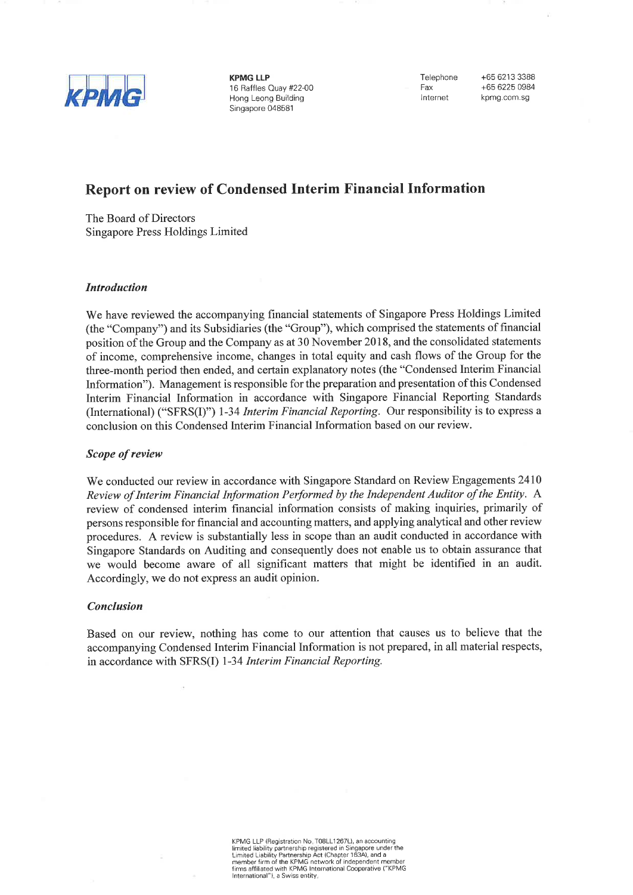KPMG LLP
16 Raffles Quay #22-00
Hong Leong Building
Singapore 048581

Telephone +65 6213 3388
Fax +65 6225 0984
Internet kpmg.com.sg

# Report on review of Condensed Interim Financial Information

The Board of Directors
Singapore Press Holdings Limited

### *Introduction*

We have reviewed the accompanying financial statements of Singapore Press Holdings Limited (the "Company") and its Subsidiaries (the "Group"), which comprised the statements of financial position of the Group and the Company as at 30 November 2018, and the consolidated statements of income, comprehensive income, changes in total equity and cash flows of the Group for the three-month period then ended, and certain explanatory notes (the "Condensed Interim Financial Information"). Management is responsible for the preparation and presentation of this Condensed Interim Financial Information in accordance with Singapore Financial Reporting Standards (International) ("SFRS(I)") 1-34 *Interim Financial Reporting*. Our responsibility is to express a conclusion on this Condensed Interim Financial Information based on our review.

### *Scope of review*

We conducted our review in accordance with Singapore Standard on Review Engagements 2410 *Review of Interim Financial Information Performed by the Independent Auditor of the Entity*. A review of condensed interim financial information consists of making inquiries, primarily of persons responsible for financial and accounting matters, and applying analytical and other review procedures. A review is substantially less in scope than an audit conducted in accordance with Singapore Standards on Auditing and consequently does not enable us to obtain assurance that we would become aware of all significant matters that might be identified in an audit. Accordingly, we do not express an audit opinion.

### *Conclusion*

Based on our review, nothing has come to our attention that causes us to believe that the accompanying Condensed Interim Financial Information is not prepared, in all material respects, in accordance with SFRS(I) 1-34 *Interim Financial Reporting*.

KPMG LLP (Registration No. T08LL1267L), an accounting limited liability partnership registered in Singapore under the Limited Liability Partnership Act (Chapter 163A), and a member firm of the KPMG network of independent member firms affiliated with KPMG International Cooperative ("KPMG International"), a Swiss entity.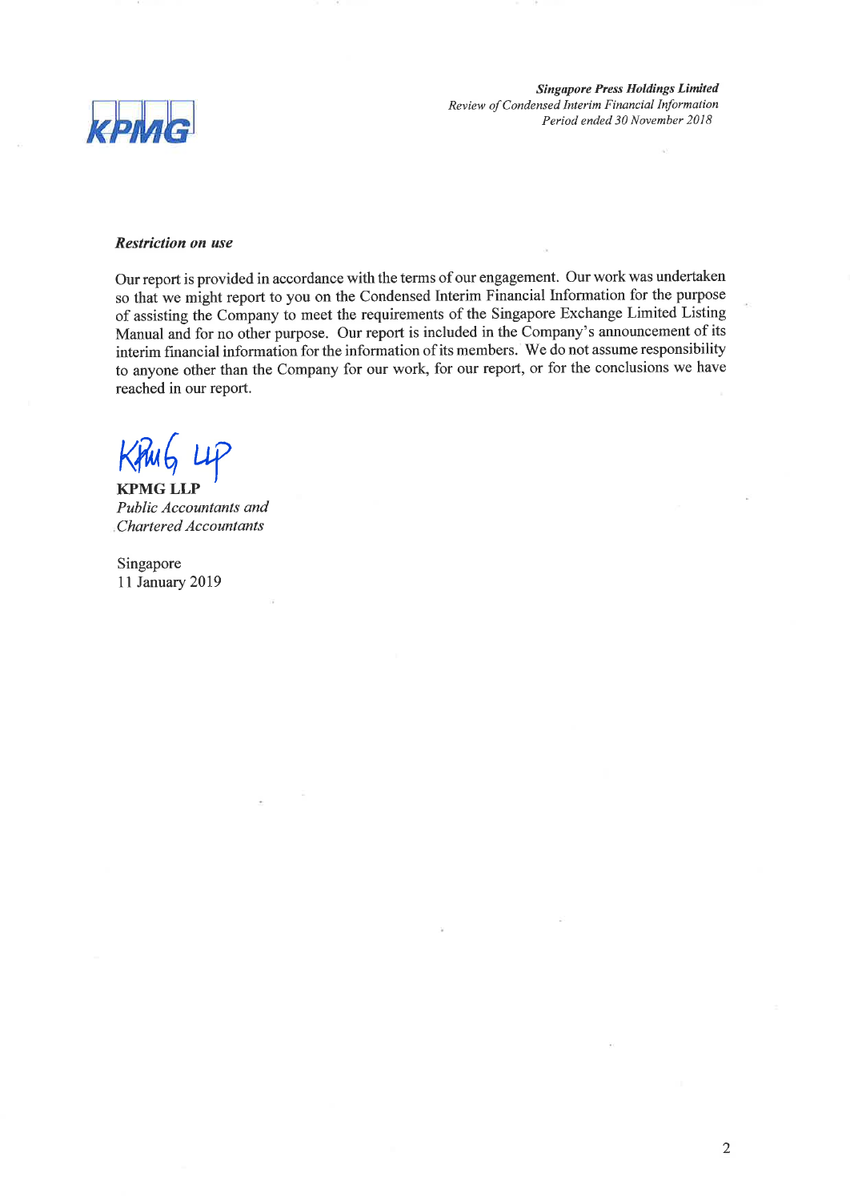***Restriction on use***

Our report is provided in accordance with the terms of our engagement. Our work was undertaken so that we might report to you on the Condensed Interim Financial Information for the purpose of assisting the Company to meet the requirements of the Singapore Exchange Limited Listing Manual and for no other purpose. Our report is included in the Company's announcement of its interim financial information for the information of its members. We do not assume responsibility to anyone other than the Company for our work, for our report, or for the conclusions we have reached in our report.

KPMG LLP

**KPMG LLP**
*Public Accountants and*
*Chartered Accountants*

Singapore
11 January 2019